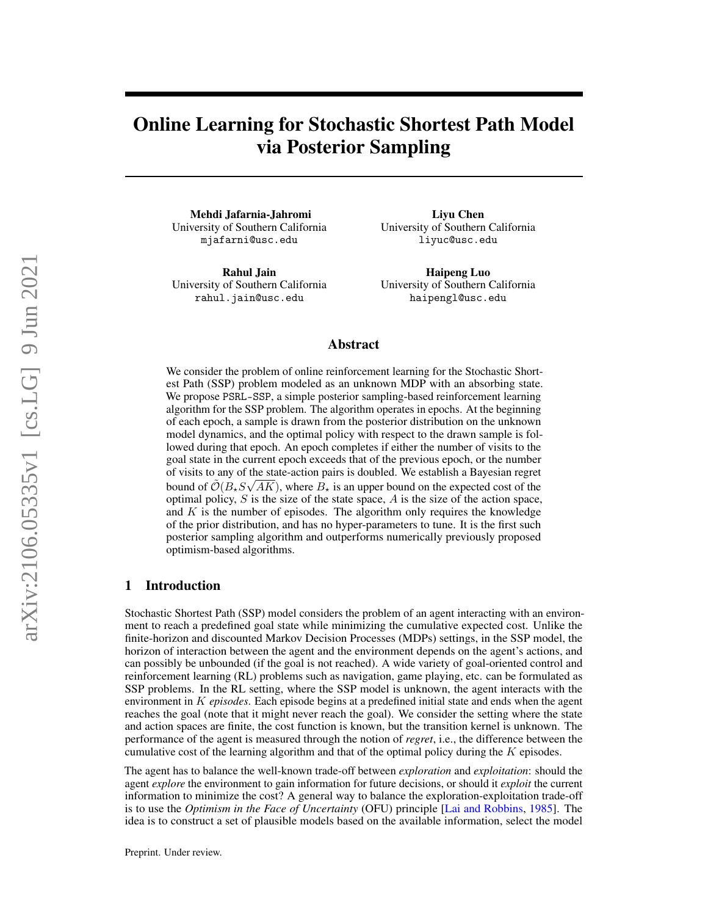# Online Learning for Stochastic Shortest Path Model via Posterior Sampling

**Mehdi Jafarnia-Jahromi**
University of Southern California
mjafarni@usc.edu

**Liyu Chen**
University of Southern California
liyuc@usc.edu

**Rahul Jain**
University of Southern California
rahul.jain@usc.edu

**Haipeng Luo**
University of Southern California
haipengl@usc.edu

## Abstract

We consider the problem of online reinforcement learning for the Stochastic Shortest Path (SSP) problem modeled as an unknown MDP with an absorbing state. We propose PSRL-SSP, a simple posterior sampling-based reinforcement learning algorithm for the SSP problem. The algorithm operates in epochs. At the beginning of each epoch, a sample is drawn from the posterior distribution on the unknown model dynamics, and the optimal policy with respect to the drawn sample is followed during that epoch. An epoch completes if either the number of visits to the goal state in the current epoch exceeds that of the previous epoch, or the number of visits to any of the state-action pairs is doubled. We establish a Bayesian regret bound of $\tilde{\mathcal{O}}(B_\star S\sqrt{AK})$, where $B_\star$ is an upper bound on the expected cost of the optimal policy, $S$ is the size of the state space, $A$ is the size of the action space, and $K$ is the number of episodes. The algorithm only requires the knowledge of the prior distribution, and has no hyper-parameters to tune. It is the first such posterior sampling algorithm and outperforms numerically previously proposed optimism-based algorithms.

## 1 Introduction

Stochastic Shortest Path (SSP) model considers the problem of an agent interacting with an environment to reach a predefined goal state while minimizing the cumulative expected cost. Unlike the finite-horizon and discounted Markov Decision Processes (MDPs) settings, in the SSP model, the horizon of interaction between the agent and the environment depends on the agent's actions, and can possibly be unbounded (if the goal is not reached). A wide variety of goal-oriented control and reinforcement learning (RL) problems such as navigation, game playing, etc. can be formulated as SSP problems. In the RL setting, where the SSP model is unknown, the agent interacts with the environment in $K$ *episodes*. Each episode begins at a predefined initial state and ends when the agent reaches the goal (note that it might never reach the goal). We consider the setting where the state and action spaces are finite, the cost function is known, but the transition kernel is unknown. The performance of the agent is measured through the notion of *regret*, i.e., the difference between the cumulative cost of the learning algorithm and that of the optimal policy during the $K$ episodes.

The agent has to balance the well-known trade-off between *exploration* and *exploitation*: should the agent *explore* the environment to gain information for future decisions, or should it *exploit* the current information to minimize the cost? A general way to balance the exploration-exploitation trade-off is to use the *Optimism in the Face of Uncertainty* (OFU) principle [Lai and Robbins, 1985]. The idea is to construct a set of plausible models based on the available information, select the model

Preprint. Under review.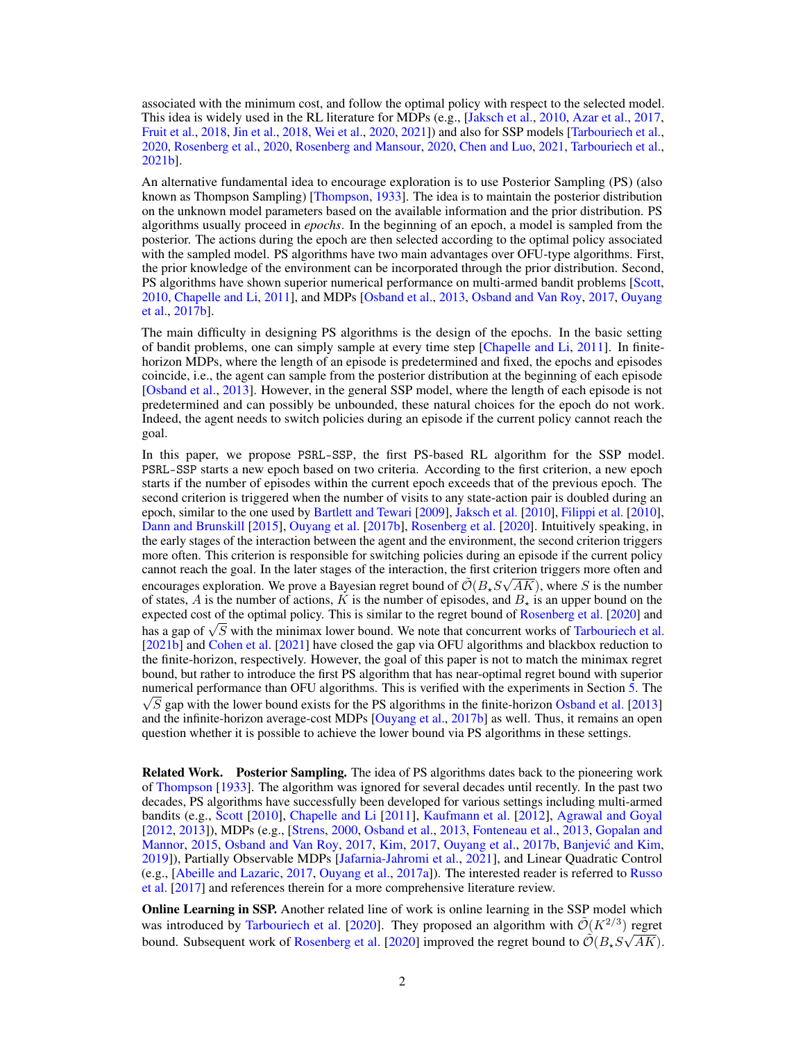associated with the minimum cost, and follow the optimal policy with respect to the selected model. This idea is widely used in the RL literature for MDPs (e.g., [Jaksch et al., 2010, Azar et al., 2017, Fruit et al., 2018, Jin et al., 2018, Wei et al., 2020, 2021]) and also for SSP models [Tarbouriech et al., 2020, Rosenberg et al., 2020, Rosenberg and Mansour, 2020, Chen and Luo, 2021, Tarbouriech et al., 2021b].

An alternative fundamental idea to encourage exploration is to use Posterior Sampling (PS) (also known as Thompson Sampling) [Thompson, 1933]. The idea is to maintain the posterior distribution on the unknown model parameters based on the available information and the prior distribution. PS algorithms usually proceed in *epochs*. In the beginning of an epoch, a model is sampled from the posterior. The actions during the epoch are then selected according to the optimal policy associated with the sampled model. PS algorithms have two main advantages over OFU-type algorithms. First, the prior knowledge of the environment can be incorporated through the prior distribution. Second, PS algorithms have shown superior numerical performance on multi-armed bandit problems [Scott, 2010, Chapelle and Li, 2011], and MDPs [Osband et al., 2013, Osband and Van Roy, 2017, Ouyang et al., 2017b].

The main difficulty in designing PS algorithms is the design of the epochs. In the basic setting of bandit problems, one can simply sample at every time step [Chapelle and Li, 2011]. In finite-horizon MDPs, where the length of an episode is predetermined and fixed, the epochs and episodes coincide, i.e., the agent can sample from the posterior distribution at the beginning of each episode [Osband et al., 2013]. However, in the general SSP model, where the length of each episode is not predetermined and can possibly be unbounded, these natural choices for the epoch do not work. Indeed, the agent needs to switch policies during an episode if the current policy cannot reach the goal.

In this paper, we propose `PSRL-SSP`, the first PS-based RL algorithm for the SSP model. `PSRL-SSP` starts a new epoch based on two criteria. According to the first criterion, a new epoch starts if the number of episodes within the current epoch exceeds that of the previous epoch. The second criterion is triggered when the number of visits to any state-action pair is doubled during an epoch, similar to the one used by Bartlett and Tewari [2009], Jaksch et al. [2010], Filippi et al. [2010], Dann and Brunskill [2015], Ouyang et al. [2017b], Rosenberg et al. [2020]. Intuitively speaking, in the early stages of the interaction between the agent and the environment, the second criterion triggers more often. This criterion is responsible for switching policies during an episode if the current policy cannot reach the goal. In the later stages of the interaction, the first criterion triggers more often and encourages exploration. We prove a Bayesian regret bound of $\tilde{\mathcal{O}}(B_\star S\sqrt{AK})$, where $S$ is the number of states, $A$ is the number of actions, $K$ is the number of episodes, and $B_\star$ is an upper bound on the expected cost of the optimal policy. This is similar to the regret bound of Rosenberg et al. [2020] and has a gap of $\sqrt{S}$ with the minimax lower bound. We note that concurrent works of Tarbouriech et al. [2021b] and Cohen et al. [2021] have closed the gap via OFU algorithms and blackbox reduction to the finite-horizon, respectively. However, the goal of this paper is not to match the minimax regret bound, but rather to introduce the first PS algorithm that has near-optimal regret bound with superior numerical performance than OFU algorithms. This is verified with the experiments in Section 5. The $\sqrt{S}$ gap with the lower bound exists for the PS algorithms in the finite-horizon Osband et al. [2013] and the infinite-horizon average-cost MDPs [Ouyang et al., 2017b] as well. Thus, it remains an open question whether it is possible to achieve the lower bound via PS algorithms in these settings.

**Related Work.** **Posterior Sampling.** The idea of PS algorithms dates back to the pioneering work of Thompson [1933]. The algorithm was ignored for several decades until recently. In the past two decades, PS algorithms have successfully been developed for various settings including multi-armed bandits (e.g., Scott [2010], Chapelle and Li [2011], Kaufmann et al. [2012], Agrawal and Goyal [2012, 2013]), MDPs (e.g., [Strens, 2000, Osband et al., 2013, Fonteneau et al., 2013, Gopalan and Mannor, 2015, Osband and Van Roy, 2017, Kim, 2017, Ouyang et al., 2017b, Banjević and Kim, 2019]), Partially Observable MDPs [Jafarnia-Jahromi et al., 2021], and Linear Quadratic Control (e.g., [Abeille and Lazaric, 2017, Ouyang et al., 2017a]). The interested reader is referred to Russo et al. [2017] and references therein for a more comprehensive literature review.

**Online Learning in SSP.** Another related line of work is online learning in the SSP model which was introduced by Tarbouriech et al. [2020]. They proposed an algorithm with $\tilde{\mathcal{O}}(K^{2/3})$ regret bound. Subsequent work of Rosenberg et al. [2020] improved the regret bound to $\tilde{\mathcal{O}}(B_\star S\sqrt{AK})$.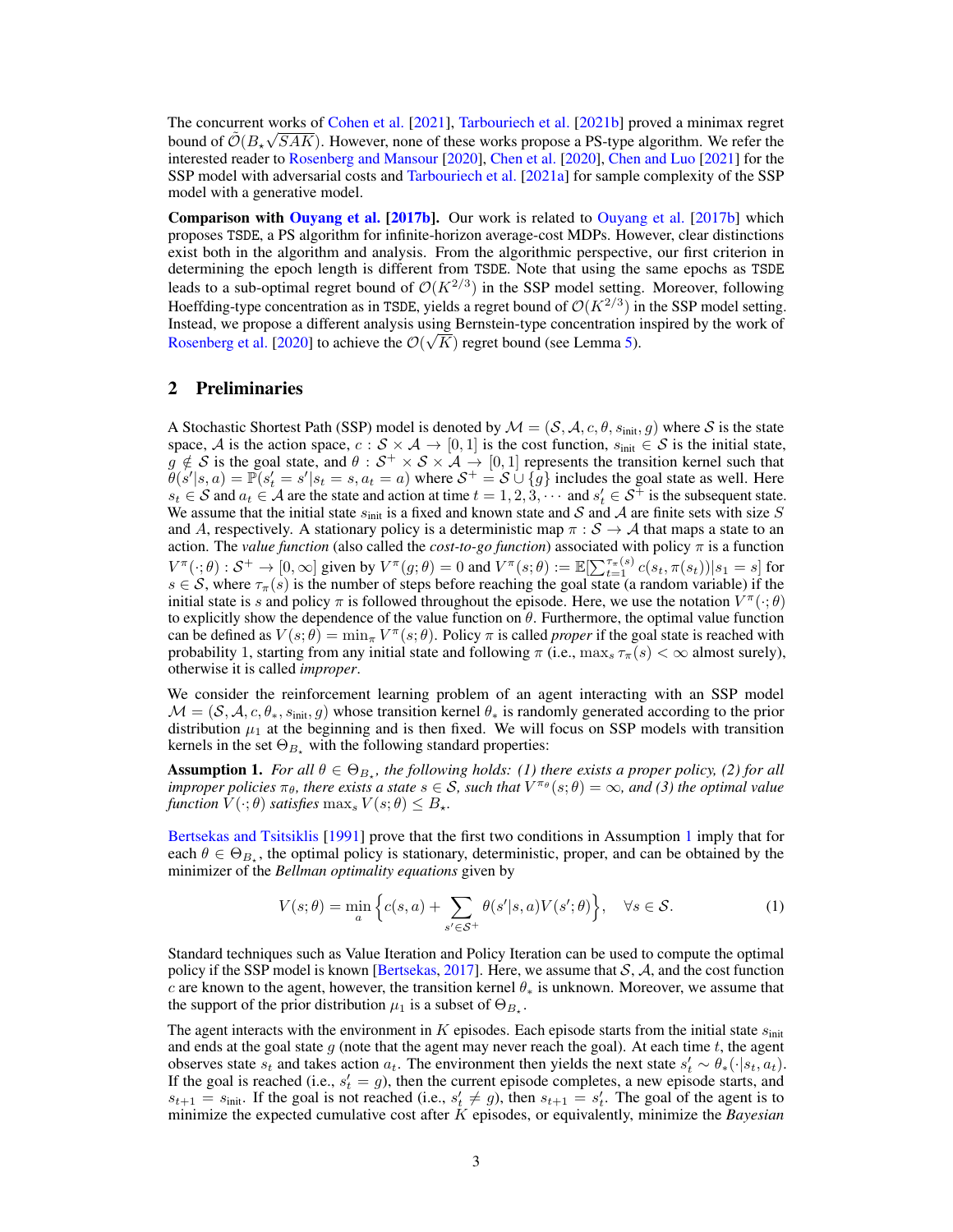The concurrent works of Cohen et al. [2021], Tarbouriech et al. [2021b] proved a minimax regret bound of $\tilde{\mathcal{O}}(B_\star\sqrt{SAK})$. However, none of these works propose a PS-type algorithm. We refer the interested reader to Rosenberg and Mansour [2020], Chen et al. [2020], Chen and Luo [2021] for the SSP model with adversarial costs and Tarbouriech et al. [2021a] for sample complexity of the SSP model with a generative model.

**Comparison with Ouyang et al. [2017b].** Our work is related to Ouyang et al. [2017b] which proposes TSDE, a PS algorithm for infinite-horizon average-cost MDPs. However, clear distinctions exist both in the algorithm and analysis. From the algorithmic perspective, our first criterion in determining the epoch length is different from TSDE. Note that using the same epochs as TSDE leads to a sub-optimal regret bound of $\mathcal{O}(K^{2/3})$ in the SSP model setting. Moreover, following Hoeffding-type concentration as in TSDE, yields a regret bound of $\mathcal{O}(K^{2/3})$ in the SSP model setting. Instead, we propose a different analysis using Bernstein-type concentration inspired by the work of Rosenberg et al. [2020] to achieve the $\mathcal{O}(\sqrt{K})$ regret bound (see Lemma 5).

## 2 Preliminaries

A Stochastic Shortest Path (SSP) model is denoted by $\mathcal{M} = (\mathcal{S}, \mathcal{A}, c, \theta, s_{\text{init}}, g)$ where $\mathcal{S}$ is the state space, $\mathcal{A}$ is the action space, $c : \mathcal{S} \times \mathcal{A} \to [0, 1]$ is the cost function, $s_{\text{init}} \in \mathcal{S}$ is the initial state, $g \notin \mathcal{S}$ is the goal state, and $\theta : \mathcal{S}^+ \times \mathcal{S} \times \mathcal{A} \to [0, 1]$ represents the transition kernel such that $\theta(s'|s, a) = \mathbb{P}(s'_t = s'|s_t = s, a_t = a)$ where $\mathcal{S}^+ = \mathcal{S} \cup \{g\}$ includes the goal state as well. Here $s_t \in \mathcal{S}$ and $a_t \in \mathcal{A}$ are the state and action at time $t = 1, 2, 3, \cdots$ and $s'_t \in \mathcal{S}^+$ is the subsequent state. We assume that the initial state $s_{\text{init}}$ is a fixed and known state and $\mathcal{S}$ and $\mathcal{A}$ are finite sets with size $S$ and $A$, respectively. A stationary policy is a deterministic map $\pi : \mathcal{S} \to \mathcal{A}$ that maps a state to an action. The *value function* (also called the *cost-to-go function*) associated with policy $\pi$ is a function $V^\pi(\cdot; \theta) : \mathcal{S}^+ \to [0, \infty]$ given by $V^\pi(g; \theta) = 0$ and $V^\pi(s; \theta) := \mathbb{E}[\sum_{t=1}^{\tau_\pi(s)} c(s_t, \pi(s_t))|s_1 = s]$ for $s \in \mathcal{S}$, where $\tau_\pi(s)$ is the number of steps before reaching the goal state (a random variable) if the initial state is $s$ and policy $\pi$ is followed throughout the episode. Here, we use the notation $V^\pi(\cdot; \theta)$ to explicitly show the dependence of the value function on $\theta$. Furthermore, the optimal value function can be defined as $V(s; \theta) = \min_\pi V^\pi(s; \theta)$. Policy $\pi$ is called *proper* if the goal state is reached with probability 1, starting from any initial state and following $\pi$ (i.e., $\max_s \tau_\pi(s) < \infty$ almost surely), otherwise it is called *improper*.

We consider the reinforcement learning problem of an agent interacting with an SSP model $\mathcal{M} = (\mathcal{S}, \mathcal{A}, c, \theta_*, s_{\text{init}}, g)$ whose transition kernel $\theta_*$ is randomly generated according to the prior distribution $\mu_1$ at the beginning and is then fixed. We will focus on SSP models with transition kernels in the set $\Theta_{B_\star}$ with the following standard properties:

**Assumption 1.** *For all $\theta \in \Theta_{B_\star}$, the following holds: (1) there exists a proper policy, (2) for all improper policies $\pi_\theta$, there exists a state $s \in \mathcal{S}$, such that $V^{\pi_\theta}(s; \theta) = \infty$, and (3) the optimal value function $V(\cdot; \theta)$ satisfies $\max_s V(s; \theta) \leq B_\star$.*

Bertsekas and Tsitsiklis [1991] prove that the first two conditions in Assumption 1 imply that for each $\theta \in \Theta_{B_\star}$, the optimal policy is stationary, deterministic, proper, and can be obtained by the minimizer of the *Bellman optimality equations* given by

$$V(s; \theta) = \min_a \Big\{ c(s, a) + \sum_{s' \in \mathcal{S}^+} \theta(s'|s, a) V(s'; \theta) \Big\}, \quad \forall s \in \mathcal{S}. \tag{1}$$

Standard techniques such as Value Iteration and Policy Iteration can be used to compute the optimal policy if the SSP model is known [Bertsekas, 2017]. Here, we assume that $\mathcal{S}$, $\mathcal{A}$, and the cost function $c$ are known to the agent, however, the transition kernel $\theta_*$ is unknown. Moreover, we assume that the support of the prior distribution $\mu_1$ is a subset of $\Theta_{B_\star}$.

The agent interacts with the environment in $K$ episodes. Each episode starts from the initial state $s_{\text{init}}$ and ends at the goal state $g$ (note that the agent may never reach the goal). At each time $t$, the agent observes state $s_t$ and takes action $a_t$. The environment then yields the next state $s'_t \sim \theta_*(\cdot|s_t, a_t)$. If the goal is reached (i.e., $s'_t = g$), then the current episode completes, a new episode starts, and $s_{t+1} = s_{\text{init}}$. If the goal is not reached (i.e., $s'_t \neq g$), then $s_{t+1} = s'_t$. The goal of the agent is to minimize the expected cumulative cost after $K$ episodes, or equivalently, minimize the *Bayesian*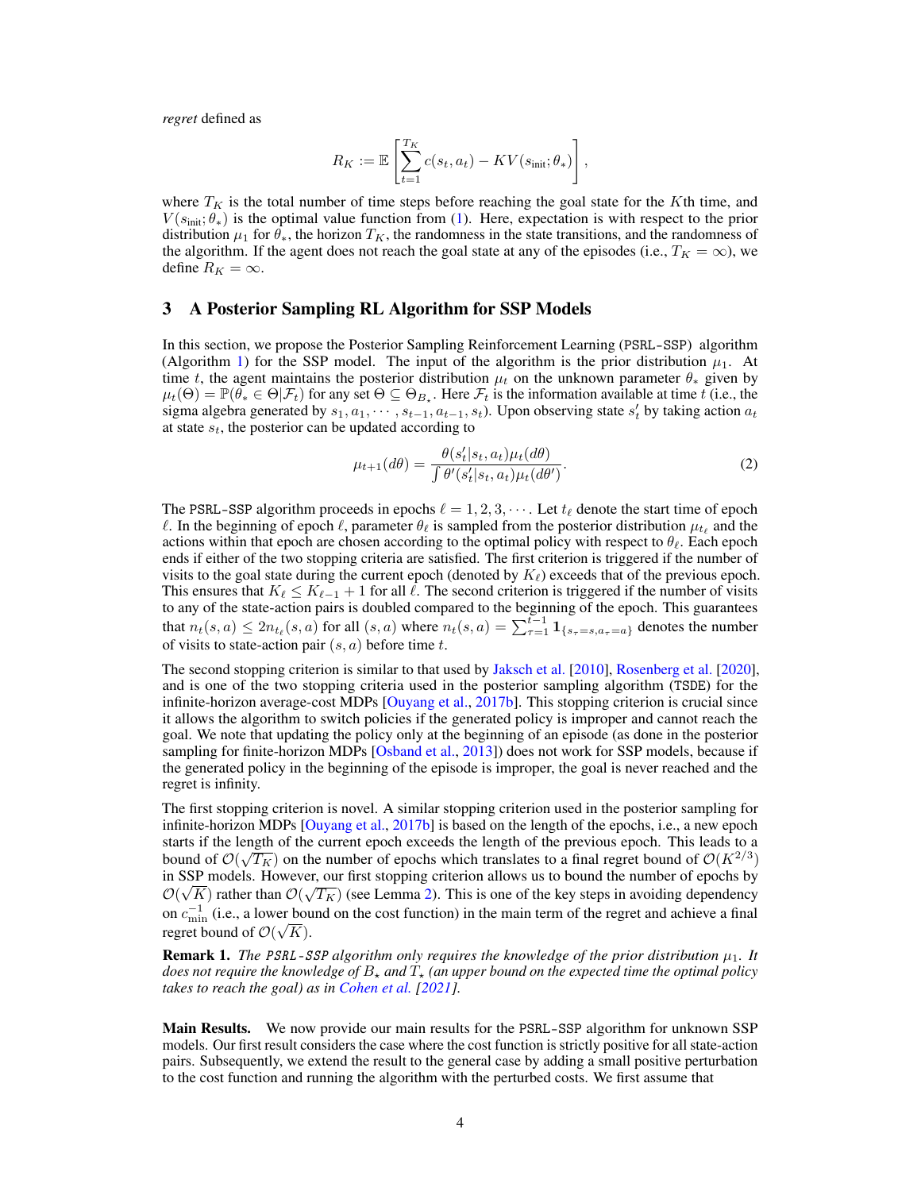*regret* defined as

$$R_K := \mathbb{E}\left[\sum_{t=1}^{T_K} c(s_t, a_t) - KV(s_{\text{init}}; \theta_*)\right],$$

where $T_K$ is the total number of time steps before reaching the goal state for the $K$th time, and $V(s_{\text{init}}; \theta_*)$ is the optimal value function from (1). Here, expectation is with respect to the prior distribution $\mu_1$ for $\theta_*$, the horizon $T_K$, the randomness in the state transitions, and the randomness of the algorithm. If the agent does not reach the goal state at any of the episodes (i.e., $T_K = \infty$), we define $R_K = \infty$.

## 3 A Posterior Sampling RL Algorithm for SSP Models

In this section, we propose the Posterior Sampling Reinforcement Learning (PSRL-SSP) algorithm (Algorithm 1) for the SSP model. The input of the algorithm is the prior distribution $\mu_1$. At time $t$, the agent maintains the posterior distribution $\mu_t$ on the unknown parameter $\theta_*$ given by $\mu_t(\Theta) = \mathbb{P}(\theta_* \in \Theta | \mathcal{F}_t)$ for any set $\Theta \subseteq \Theta_{B_\star}$. Here $\mathcal{F}_t$ is the information available at time $t$ (i.e., the sigma algebra generated by $s_1, a_1, \cdots, s_{t-1}, a_{t-1}, s_t$). Upon observing state $s'_t$ by taking action $a_t$ at state $s_t$, the posterior can be updated according to

$$\mu_{t+1}(d\theta) = \frac{\theta(s'_t | s_t, a_t)\mu_t(d\theta)}{\int \theta'(s'_t | s_t, a_t)\mu_t(d\theta')}. \tag{2}$$

The PSRL-SSP algorithm proceeds in epochs $\ell = 1, 2, 3, \cdots$. Let $t_\ell$ denote the start time of epoch $\ell$. In the beginning of epoch $\ell$, parameter $\theta_\ell$ is sampled from the posterior distribution $\mu_{t_\ell}$ and the actions within that epoch are chosen according to the optimal policy with respect to $\theta_\ell$. Each epoch ends if either of the two stopping criteria are satisfied. The first criterion is triggered if the number of visits to the goal state during the current epoch (denoted by $K_\ell$) exceeds that of the previous epoch. This ensures that $K_\ell \le K_{\ell-1} + 1$ for all $\ell$. The second criterion is triggered if the number of visits to any of the state-action pairs is doubled compared to the beginning of the epoch. This guarantees that $n_t(s, a) \le 2n_{t_\ell}(s, a)$ for all $(s, a)$ where $n_t(s, a) = \sum_{\tau=1}^{t-1} \mathbf{1}_{\{s_\tau = s, a_\tau = a\}}$ denotes the number of visits to state-action pair $(s, a)$ before time $t$.

The second stopping criterion is similar to that used by Jaksch et al. [2010], Rosenberg et al. [2020], and is one of the two stopping criteria used in the posterior sampling algorithm (TSDE) for the infinite-horizon average-cost MDPs [Ouyang et al., 2017b]. This stopping criterion is crucial since it allows the algorithm to switch policies if the generated policy is improper and cannot reach the goal. We note that updating the policy only at the beginning of an episode (as done in the posterior sampling for finite-horizon MDPs [Osband et al., 2013]) does not work for SSP models, because if the generated policy in the beginning of the episode is improper, the goal is never reached and the regret is infinity.

The first stopping criterion is novel. A similar stopping criterion used in the posterior sampling for infinite-horizon MDPs [Ouyang et al., 2017b] is based on the length of the epochs, i.e., a new epoch starts if the length of the current epoch exceeds the length of the previous epoch. This leads to a bound of $\mathcal{O}(\sqrt{T_K})$ on the number of epochs which translates to a final regret bound of $\mathcal{O}(K^{2/3})$ in SSP models. However, our first stopping criterion allows us to bound the number of epochs by $\mathcal{O}(\sqrt{K})$ rather than $\mathcal{O}(\sqrt{T_K})$ (see Lemma 2). This is one of the key steps in avoiding dependency on $c_{\min}^{-1}$ (i.e., a lower bound on the cost function) in the main term of the regret and achieve a final regret bound of $\mathcal{O}(\sqrt{K})$.

**Remark 1.** *The PSRL-SSP algorithm only requires the knowledge of the prior distribution $\mu_1$. It does not require the knowledge of $B_\star$ and $T_\star$ (an upper bound on the expected time the optimal policy takes to reach the goal) as in Cohen et al. [2021].*

**Main Results.** We now provide our main results for the PSRL-SSP algorithm for unknown SSP models. Our first result considers the case where the cost function is strictly positive for all state-action pairs. Subsequently, we extend the result to the general case by adding a small positive perturbation to the cost function and running the algorithm with the perturbed costs. We first assume that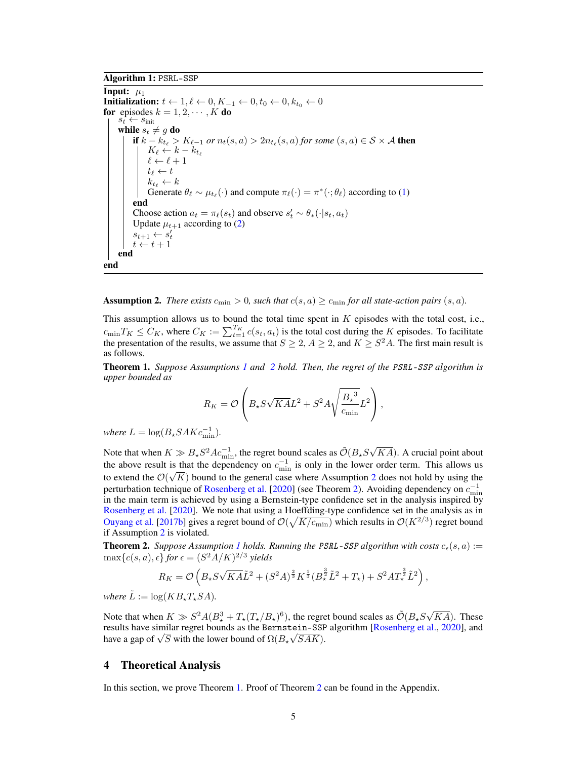**Algorithm 1:** `PSRL-SSP`

```
Input: μ_1
Initialization: t ← 1, ℓ ← 0, K_{-1} ← 0, t_0 ← 0, k_{t_0} ← 0
for episodes k = 1, 2, ··· , K do
    s_t ← s_init
    while s_t ≠ g do
        if k − k_{t_ℓ} > K_{ℓ−1} or n_t(s, a) > 2n_{t_ℓ}(s, a) for some (s, a) ∈ S × A then
            K_ℓ ← k − k_{t_ℓ}
            ℓ ← ℓ + 1
            t_ℓ ← t
            k_{t_ℓ} ← k
            Generate θ_ℓ ∼ μ_{t_ℓ}(·) and compute π_ℓ(·) = π*(·; θ_ℓ) according to (1)
        end
        Choose action a_t = π_ℓ(s_t) and observe s'_t ∼ θ_*(·|s_t, a_t)
        Update μ_{t+1} according to (2)
        s_{t+1} ← s'_t
        t ← t + 1
    end
end
```

**Assumption 2.** *There exists $c_{\min} > 0$, such that $c(s,a) \geq c_{\min}$ for all state-action pairs $(s,a)$.*

This assumption allows us to bound the total time spent in $K$ episodes with the total cost, i.e., $c_{\min} T_K \leq C_K$, where $C_K := \sum_{t=1}^{T_K} c(s_t, a_t)$ is the total cost during the $K$ episodes. To facilitate the presentation of the results, we assume that $S \geq 2$, $A \geq 2$, and $K \geq S^2 A$. The first main result is as follows.

**Theorem 1.** *Suppose Assumptions 1 and 2 hold. Then, the regret of the PSRL-SSP algorithm is upper bounded as*

$$R_K = \mathcal{O}\left( B_\star S \sqrt{KA} L^2 + S^2 A \sqrt{\frac{{B_\star}^3}{c_{\min}}} L^2 \right),$$

*where $L = \log(B_\star S A K c_{\min}^{-1})$.*

Note that when $K \gg B_\star S^2 A c_{\min}^{-1}$, the regret bound scales as $\tilde{\mathcal{O}}(B_\star S \sqrt{KA})$. A crucial point about the above result is that the dependency on $c_{\min}^{-1}$ is only in the lower order term. This allows us to extend the $\mathcal{O}(\sqrt{K})$ bound to the general case where Assumption 2 does not hold by using the perturbation technique of Rosenberg et al. [2020] (see Theorem 2). Avoiding dependency on $c_{\min}^{-1}$ in the main term is achieved by using a Bernstein-type confidence set in the analysis inspired by Rosenberg et al. [2020]. We note that using a Hoeffding-type confidence set in the analysis as in Ouyang et al. [2017b] gives a regret bound of $\mathcal{O}(\sqrt{K/c_{\min}})$ which results in $\mathcal{O}(K^{2/3})$ regret bound if Assumption 2 is violated.

**Theorem 2.** *Suppose Assumption 1 holds. Running the PSRL-SSP algorithm with costs $c_\epsilon(s,a) := \max\{c(s,a), \epsilon\}$ for $\epsilon = (S^2 A/K)^{2/3}$ yields*

$$R_K = \mathcal{O}\left( B_\star S \sqrt{KA} \tilde{L}^2 + (S^2 A)^{\frac{2}{3}} K^{\frac{1}{3}} (B_\star^{\frac{3}{2}} \tilde{L}^2 + T_\star) + S^2 A T_\star^{\frac{3}{2}} \tilde{L}^2 \right),$$

*where $\tilde{L} := \log(K B_\star T_\star S A)$.*

Note that when $K \gg S^2 A (B_\star^3 + T_\star (T_\star / B_\star)^6)$, the regret bound scales as $\tilde{\mathcal{O}}(B_\star S \sqrt{KA})$. These results have similar regret bounds as the `Bernstein-SSP` algorithm [Rosenberg et al., 2020], and have a gap of $\sqrt{S}$ with the lower bound of $\Omega(B_\star \sqrt{SAK})$.

## 4 Theoretical Analysis

In this section, we prove Theorem 1. Proof of Theorem 2 can be found in the Appendix.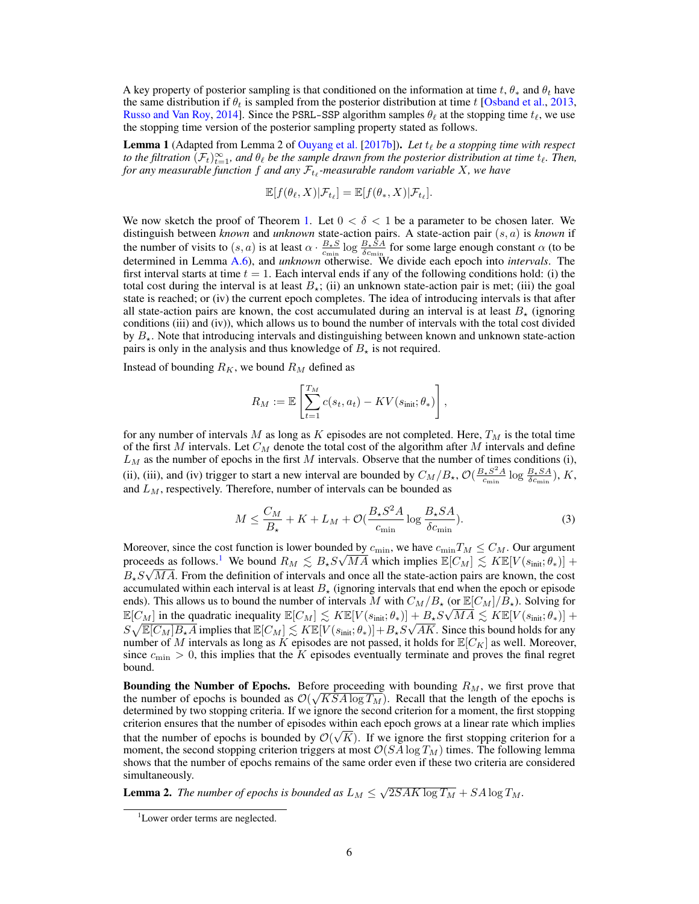A key property of posterior sampling is that conditioned on the information at time $t$, $\theta_*$ and $\theta_t$ have the same distribution if $\theta_t$ is sampled from the posterior distribution at time $t$ [Osband et al., 2013, Russo and Van Roy, 2014]. Since the PSRL-SSP algorithm samples $\theta_\ell$ at the stopping time $t_\ell$, we use the stopping time version of the posterior sampling property stated as follows.

**Lemma 1** (Adapted from Lemma 2 of Ouyang et al. [2017b]). *Let $t_\ell$ be a stopping time with respect to the filtration $(\mathcal{F}_t)_{t=1}^{\infty}$, and $\theta_\ell$ be the sample drawn from the posterior distribution at time $t_\ell$. Then, for any measurable function $f$ and any $\mathcal{F}_{t_\ell}$-measurable random variable $X$, we have*

$$\mathbb{E}[f(\theta_\ell, X)|\mathcal{F}_{t_\ell}] = \mathbb{E}[f(\theta_*, X)|\mathcal{F}_{t_\ell}].$$

We now sketch the proof of Theorem 1. Let $0 < \delta < 1$ be a parameter to be chosen later. We distinguish between *known* and *unknown* state-action pairs. A state-action pair $(s, a)$ is *known* if the number of visits to $(s, a)$ is at least $\alpha \cdot \frac{B_\star S}{c_{\min}} \log \frac{B_\star SA}{\delta c_{\min}}$ for some large enough constant $\alpha$ (to be determined in Lemma A.6), and *unknown* otherwise. We divide each epoch into *intervals*. The first interval starts at time $t = 1$. Each interval ends if any of the following conditions hold: (i) the total cost during the interval is at least $B_\star$; (ii) an unknown state-action pair is met; (iii) the goal state is reached; or (iv) the current epoch completes. The idea of introducing intervals is that after all state-action pairs are known, the cost accumulated during an interval is at least $B_\star$ (ignoring conditions (iii) and (iv)), which allows us to bound the number of intervals with the total cost divided by $B_\star$. Note that introducing intervals and distinguishing between known and unknown state-action pairs is only in the analysis and thus knowledge of $B_\star$ is not required.

Instead of bounding $R_K$, we bound $R_M$ defined as

$$R_M := \mathbb{E}\left[\sum_{t=1}^{T_M} c(s_t, a_t) - KV(s_{\text{init}}; \theta_*)\right],$$

for any number of intervals $M$ as long as $K$ episodes are not completed. Here, $T_M$ is the total time of the first $M$ intervals. Let $C_M$ denote the total cost of the algorithm after $M$ intervals and define $L_M$ as the number of epochs in the first $M$ intervals. Observe that the number of times conditions (i), (ii), (iii), and (iv) trigger to start a new interval are bounded by $C_M/B_\star$, $\mathcal{O}(\frac{B_\star S^2 A}{c_{\min}} \log \frac{B_\star SA}{\delta c_{\min}})$, $K$, and $L_M$, respectively. Therefore, number of intervals can be bounded as

$$M \leq \frac{C_M}{B_\star} + K + L_M + \mathcal{O}(\frac{B_\star S^2 A}{c_{\min}} \log \frac{B_\star SA}{\delta c_{\min}}). \tag{3}$$

Moreover, since the cost function is lower bounded by $c_{\min}$, we have $c_{\min} T_M \leq C_M$. Our argument proceeds as follows.[1] We bound $R_M \lesssim B_\star S\sqrt{MA}$ which implies $\mathbb{E}[C_M] \lesssim K\mathbb{E}[V(s_{\text{init}}; \theta_*)] + B_\star S\sqrt{MA}$. From the definition of intervals and once all the state-action pairs are known, the cost accumulated within each interval is at least $B_\star$ (ignoring intervals that end when the epoch or episode ends). This allows us to bound the number of intervals $M$ with $C_M/B_\star$ (or $\mathbb{E}[C_M]/B_\star$). Solving for $\mathbb{E}[C_M]$ in the quadratic inequality $\mathbb{E}[C_M] \lesssim K\mathbb{E}[V(s_{\text{init}}; \theta_*)] + B_\star S\sqrt{MA} \lesssim K\mathbb{E}[V(s_{\text{init}}; \theta_*)] + S\sqrt{\mathbb{E}[C_M]B_\star A}$ implies that $\mathbb{E}[C_M] \lesssim K\mathbb{E}[V(s_{\text{init}}; \theta_*)] + B_\star S\sqrt{AK}$. Since this bound holds for any number of $M$ intervals as long as $K$ episodes are not passed, it holds for $\mathbb{E}[C_K]$ as well. Moreover, since $c_{\min} > 0$, this implies that the $K$ episodes eventually terminate and proves the final regret bound.

**Bounding the Number of Epochs.** Before proceeding with bounding $R_M$, we first prove that the number of epochs is bounded as $\mathcal{O}(\sqrt{KSA \log T_M})$. Recall that the length of the epochs is determined by two stopping criteria. If we ignore the second criterion for a moment, the first stopping criterion ensures that the number of episodes within each epoch grows at a linear rate which implies that the number of epochs is bounded by $\mathcal{O}(\sqrt{K})$. If we ignore the first stopping criterion for a moment, the second stopping criterion triggers at most $\mathcal{O}(SA \log T_M)$ times. The following lemma shows that the number of epochs remains of the same order even if these two criteria are considered simultaneously.

**Lemma 2.** *The number of epochs is bounded as $L_M \leq \sqrt{2SAK \log T_M} + SA \log T_M$.*

[1] Lower order terms are neglected.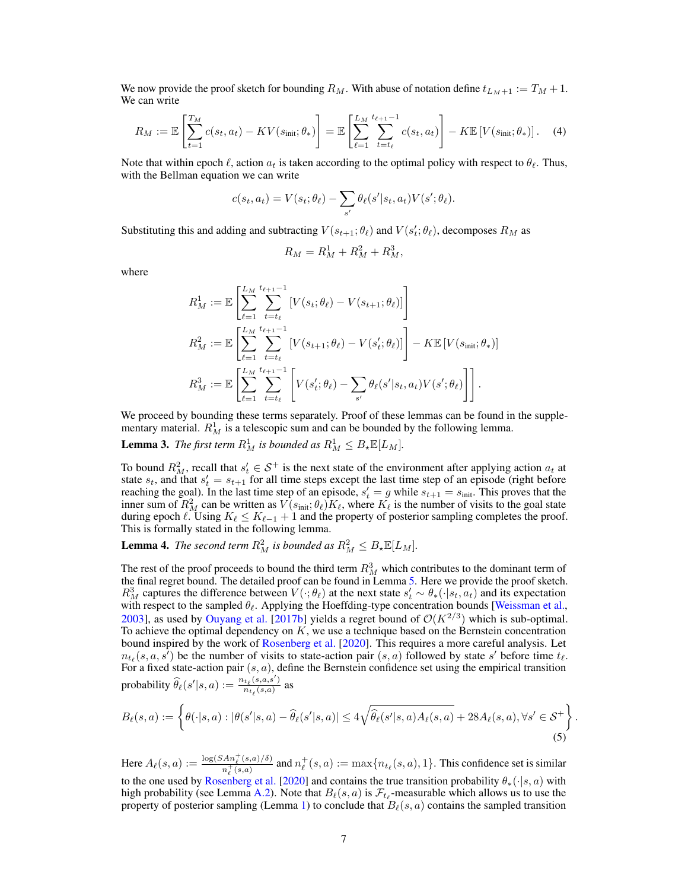We now provide the proof sketch for bounding $R_M$. With abuse of notation define $t_{L_M+1} := T_M + 1$. We can write

$$
R_M := \mathbb{E}\left[\sum_{t=1}^{T_M} c(s_t, a_t) - KV(s_{\text{init}}; \theta_*)\right] = \mathbb{E}\left[\sum_{\ell=1}^{L_M} \sum_{t=t_\ell}^{t_{\ell+1}-1} c(s_t, a_t)\right] - K\mathbb{E}\left[V(s_{\text{init}}; \theta_*)\right]. \quad (4)
$$

Note that within epoch $\ell$, action $a_t$ is taken according to the optimal policy with respect to $\theta_\ell$. Thus, with the Bellman equation we can write

$$
c(s_t, a_t) = V(s_t; \theta_\ell) - \sum_{s'} \theta_\ell(s'|s_t, a_t) V(s'; \theta_\ell).
$$

Substituting this and adding and subtracting $V(s_{t+1}; \theta_\ell)$ and $V(s'_t; \theta_\ell)$, decomposes $R_M$ as

$$
R_M = R_M^1 + R_M^2 + R_M^3,
$$

where

$$
R_M^1 := \mathbb{E}\left[\sum_{\ell=1}^{L_M} \sum_{t=t_\ell}^{t_{\ell+1}-1} \left[V(s_t; \theta_\ell) - V(s_{t+1}; \theta_\ell)\right]\right]
$$

$$
R_M^2 := \mathbb{E}\left[\sum_{\ell=1}^{L_M} \sum_{t=t_\ell}^{t_{\ell+1}-1} \left[V(s_{t+1}; \theta_\ell) - V(s'_t; \theta_\ell)\right]\right] - K\mathbb{E}\left[V(s_{\text{init}}; \theta_*)\right]
$$

$$
R_M^3 := \mathbb{E}\left[\sum_{\ell=1}^{L_M} \sum_{t=t_\ell}^{t_{\ell+1}-1} \left[V(s'_t; \theta_\ell) - \sum_{s'} \theta_\ell(s'|s_t, a_t) V(s'; \theta_\ell)\right]\right].
$$

We proceed by bounding these terms separately. Proof of these lemmas can be found in the supplementary material. $R_M^1$ is a telescopic sum and can be bounded by the following lemma.

**Lemma 3.** *The first term $R_M^1$ is bounded as $R_M^1 \leq B_\star \mathbb{E}[L_M]$.*

To bound $R_M^2$, recall that $s'_t \in \mathcal{S}^+$ is the next state of the environment after applying action $a_t$ at state $s_t$, and that $s'_t = s_{t+1}$ for all time steps except the last time step of an episode (right before reaching the goal). In the last time step of an episode, $s'_t = g$ while $s_{t+1} = s_{\text{init}}$. This proves that the inner sum of $R_M^2$ can be written as $V(s_{\text{init}}; \theta_\ell) K_\ell$, where $K_\ell$ is the number of visits to the goal state during epoch $\ell$. Using $K_\ell \leq K_{\ell-1} + 1$ and the property of posterior sampling completes the proof. This is formally stated in the following lemma.

**Lemma 4.** *The second term $R_M^2$ is bounded as $R_M^2 \leq B_\star \mathbb{E}[L_M]$.*

The rest of the proof proceeds to bound the third term $R_M^3$ which contributes to the dominant term of the final regret bound. The detailed proof can be found in Lemma 5. Here we provide the proof sketch. $R_M^3$ captures the difference between $V(\cdot; \theta_\ell)$ at the next state $s'_t \sim \theta_*(\cdot|s_t, a_t)$ and its expectation with respect to the sampled $\theta_\ell$. Applying the Hoeffding-type concentration bounds [Weissman et al., 2003], as used by Ouyang et al. [2017b] yields a regret bound of $\mathcal{O}(K^{2/3})$ which is sub-optimal. To achieve the optimal dependency on $K$, we use a technique based on the Bernstein concentration bound inspired by the work of Rosenberg et al. [2020]. This requires a more careful analysis. Let $n_{t_\ell}(s, a, s')$ be the number of visits to state-action pair $(s, a)$ followed by state $s'$ before time $t_\ell$. For a fixed state-action pair $(s, a)$, define the Bernstein confidence set using the empirical transition probability $\widehat{\theta}_\ell(s'|s, a) := \frac{n_{t_\ell}(s, a, s')}{n_{t_\ell}(s, a)}$ as

$$
B_\ell(s, a) := \left\{\theta(\cdot|s, a) : |\theta(s'|s, a) - \widehat{\theta}_\ell(s'|s, a)| \leq 4\sqrt{\widehat{\theta}_\ell(s'|s, a) A_\ell(s, a)} + 28 A_\ell(s, a), \forall s' \in \mathcal{S}^+\right\}. \quad (5)
$$

Here $A_\ell(s, a) := \frac{\log(SAn_\ell^+(s, a)/\delta)}{n_\ell^+(s, a)}$ and $n_\ell^+(s, a) := \max\{n_{t_\ell}(s, a), 1\}$. This confidence set is similar to the one used by Rosenberg et al. [2020] and contains the true transition probability $\theta_*(\cdot|s, a)$ with high probability (see Lemma A.2). Note that $B_\ell(s, a)$ is $\mathcal{F}_{t_\ell}$-measurable which allows us to use the property of posterior sampling (Lemma 1) to conclude that $B_\ell(s, a)$ contains the sampled transition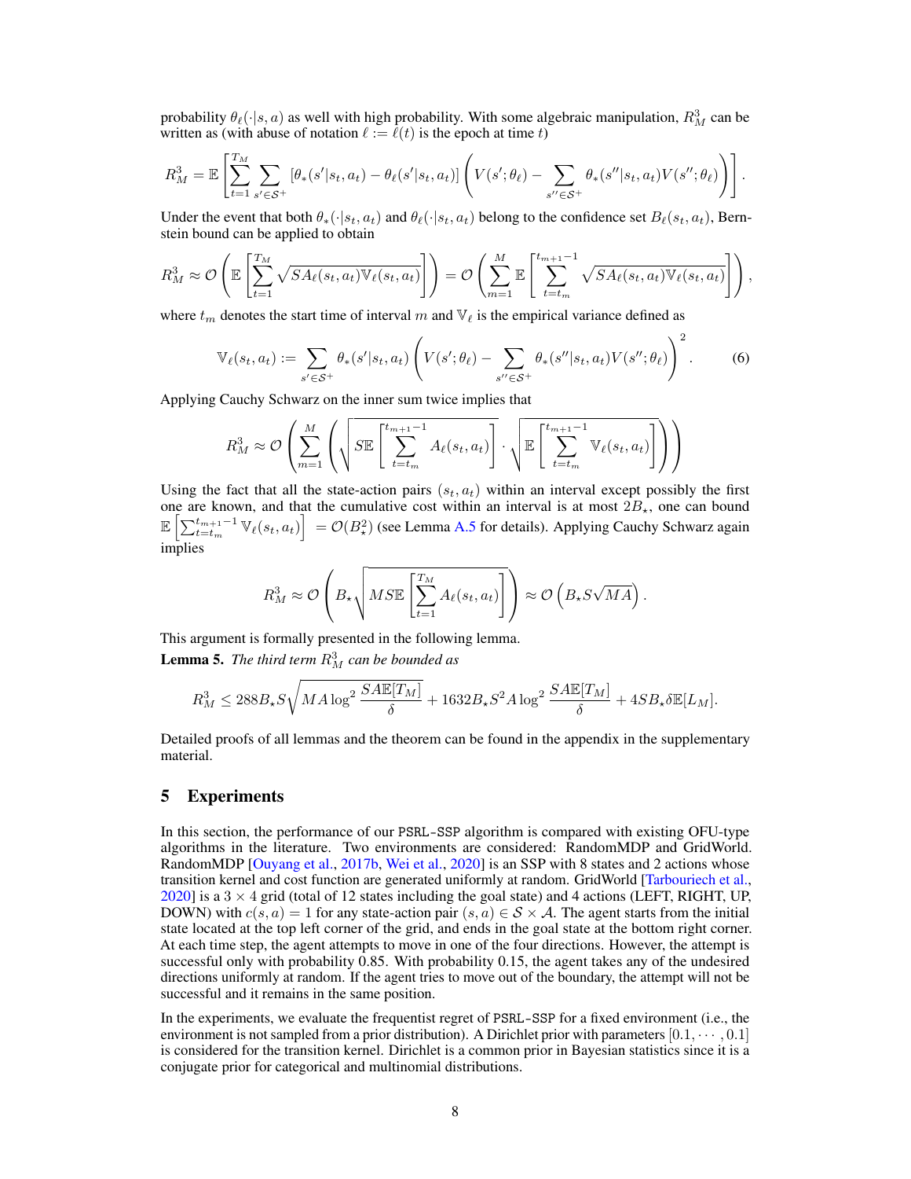probability $\theta_\ell(\cdot|s,a)$ as well with high probability. With some algebraic manipulation, $R_M^3$ can be written as (with abuse of notation $\ell := \ell(t)$ is the epoch at time $t$)

$$R_M^3 = \mathbb{E}\left[\sum_{t=1}^{T_M}\sum_{s'\in\mathcal{S}^+}\left[\theta_*(s'|s_t,a_t) - \theta_\ell(s'|s_t,a_t)\right]\left(V(s';\theta_\ell) - \sum_{s''\in\mathcal{S}^+}\theta_*(s''|s_t,a_t)V(s'';\theta_\ell)\right)\right].$$

Under the event that both $\theta_*(\cdot|s_t,a_t)$ and $\theta_\ell(\cdot|s_t,a_t)$ belong to the confidence set $B_\ell(s_t,a_t)$, Bernstein bound can be applied to obtain

$$R_M^3 \approx \mathcal{O}\left(\mathbb{E}\left[\sum_{t=1}^{T_M}\sqrt{SA_\ell(s_t,a_t)\mathbb{V}_\ell(s_t,a_t)}\right]\right) = \mathcal{O}\left(\sum_{m=1}^{M}\mathbb{E}\left[\sum_{t=t_m}^{t_{m+1}-1}\sqrt{SA_\ell(s_t,a_t)\mathbb{V}_\ell(s_t,a_t)}\right]\right),$$

where $t_m$ denotes the start time of interval $m$ and $\mathbb{V}_\ell$ is the empirical variance defined as

$$\mathbb{V}_\ell(s_t,a_t) := \sum_{s'\in\mathcal{S}^+}\theta_*(s'|s_t,a_t)\left(V(s';\theta_\ell) - \sum_{s''\in\mathcal{S}^+}\theta_*(s''|s_t,a_t)V(s'';\theta_\ell)\right)^2. \tag{6}$$

Applying Cauchy Schwarz on the inner sum twice implies that

$$R_M^3 \approx \mathcal{O}\left(\sum_{m=1}^{M}\left(\sqrt{S\mathbb{E}\left[\sum_{t=t_m}^{t_{m+1}-1}A_\ell(s_t,a_t)\right]}\cdot\sqrt{\mathbb{E}\left[\sum_{t=t_m}^{t_{m+1}-1}\mathbb{V}_\ell(s_t,a_t)\right]}\right)\right)$$

Using the fact that all the state-action pairs $(s_t,a_t)$ within an interval except possibly the first one are known, and that the cumulative cost within an interval is at most $2B_\star$, one can bound $\mathbb{E}\left[\sum_{t=t_m}^{t_{m+1}-1}\mathbb{V}_\ell(s_t,a_t)\right] = \mathcal{O}(B_\star^2)$ (see Lemma A.5 for details). Applying Cauchy Schwarz again implies

$$R_M^3 \approx \mathcal{O}\left(B_\star\sqrt{MS\mathbb{E}\left[\sum_{t=1}^{T_M}A_\ell(s_t,a_t)\right]}\right) \approx \mathcal{O}\left(B_\star S\sqrt{MA}\right).$$

This argument is formally presented in the following lemma.

**Lemma 5.** *The third term $R_M^3$ can be bounded as*

$$R_M^3 \le 288B_\star S\sqrt{MA\log^2\frac{SA\mathbb{E}[T_M]}{\delta}} + 1632B_\star S^2A\log^2\frac{SA\mathbb{E}[T_M]}{\delta} + 4SB_\star\delta\mathbb{E}[L_M].$$

Detailed proofs of all lemmas and the theorem can be found in the appendix in the supplementary material.

## 5 Experiments

In this section, the performance of our PSRL-SSP algorithm is compared with existing OFU-type algorithms in the literature. Two environments are considered: RandomMDP and GridWorld. RandomMDP [Ouyang et al., 2017b, Wei et al., 2020] is an SSP with 8 states and 2 actions whose transition kernel and cost function are generated uniformly at random. GridWorld [Tarbouriech et al., 2020] is a $3\times 4$ grid (total of 12 states including the goal state) and 4 actions (LEFT, RIGHT, UP, DOWN) with $c(s,a)=1$ for any state-action pair $(s,a)\in\mathcal{S}\times\mathcal{A}$. The agent starts from the initial state located at the top left corner of the grid, and ends in the goal state at the bottom right corner. At each time step, the agent attempts to move in one of the four directions. However, the attempt is successful only with probability 0.85. With probability 0.15, the agent takes any of the undesired directions uniformly at random. If the agent tries to move out of the boundary, the attempt will not be successful and it remains in the same position.

In the experiments, we evaluate the frequentist regret of PSRL-SSP for a fixed environment (i.e., the environment is not sampled from a prior distribution). A Dirichlet prior with parameters $[0.1,\cdots,0.1]$ is considered for the transition kernel. Dirichlet is a common prior in Bayesian statistics since it is a conjugate prior for categorical and multinomial distributions.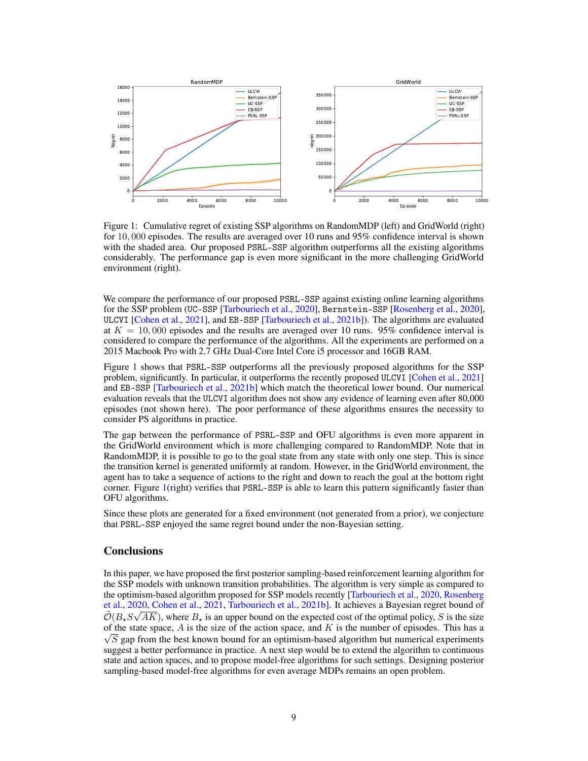Figure 1: Cumulative regret of existing SSP algorithms on RandomMDP (left) and GridWorld (right) for 10,000 episodes. The results are averaged over 10 runs and 95% confidence interval is shown with the shaded area. Our proposed PSRL-SSP algorithm outperforms all the existing algorithms considerably. The performance gap is even more significant in the more challenging GridWorld environment (right).

We compare the performance of our proposed PSRL-SSP against existing online learning algorithms for the SSP problem (UC-SSP [Tarbouriech et al., 2020], Bernstein-SSP [Rosenberg et al., 2020], ULCVI [Cohen et al., 2021], and EB-SSP [Tarbouriech et al., 2021b]). The algorithms are evaluated at $K = 10,000$ episodes and the results are averaged over 10 runs. 95% confidence interval is considered to compare the performance of the algorithms. All the experiments are performed on a 2015 Macbook Pro with 2.7 GHz Dual-Core Intel Core i5 processor and 16GB RAM.

Figure 1 shows that PSRL-SSP outperforms all the previously proposed algorithms for the SSP problem, significantly. In particular, it outperforms the recently proposed ULCVI [Cohen et al., 2021] and EB-SSP [Tarbouriech et al., 2021b] which match the theoretical lower bound. Our numerical evaluation reveals that the ULCVI algorithm does not show any evidence of learning even after 80,000 episodes (not shown here). The poor performance of these algorithms ensures the necessity to consider PS algorithms in practice.

The gap between the performance of PSRL-SSP and OFU algorithms is even more apparent in the GridWorld environment which is more challenging compared to RandomMDP. Note that in RandomMDP, it is possible to go to the goal state from any state with only one step. This is since the transition kernel is generated uniformly at random. However, in the GridWorld environment, the agent has to take a sequence of actions to the right and down to reach the goal at the bottom right corner. Figure 1(right) verifies that PSRL-SSP is able to learn this pattern significantly faster than OFU algorithms.

Since these plots are generated for a fixed environment (not generated from a prior), we conjecture that PSRL-SSP enjoyed the same regret bound under the non-Bayesian setting.

## Conclusions

In this paper, we have proposed the first posterior sampling-based reinforcement learning algorithm for the SSP models with unknown transition probabilities. The algorithm is very simple as compared to the optimism-based algorithm proposed for SSP models recently [Tarbouriech et al., 2020, Rosenberg et al., 2020, Cohen et al., 2021, Tarbouriech et al., 2021b]. It achieves a Bayesian regret bound of $\tilde{O}(B_\star S\sqrt{AK})$, where $B_\star$ is an upper bound on the expected cost of the optimal policy, $S$ is the size of the state space, $A$ is the size of the action space, and $K$ is the number of episodes. This has a $\sqrt{S}$ gap from the best known bound for an optimism-based algorithm but numerical experiments suggest a better performance in practice. A next step would be to extend the algorithm to continuous state and action spaces, and to propose model-free algorithms for such settings. Designing posterior sampling-based model-free algorithms for even average MDPs remains an open problem.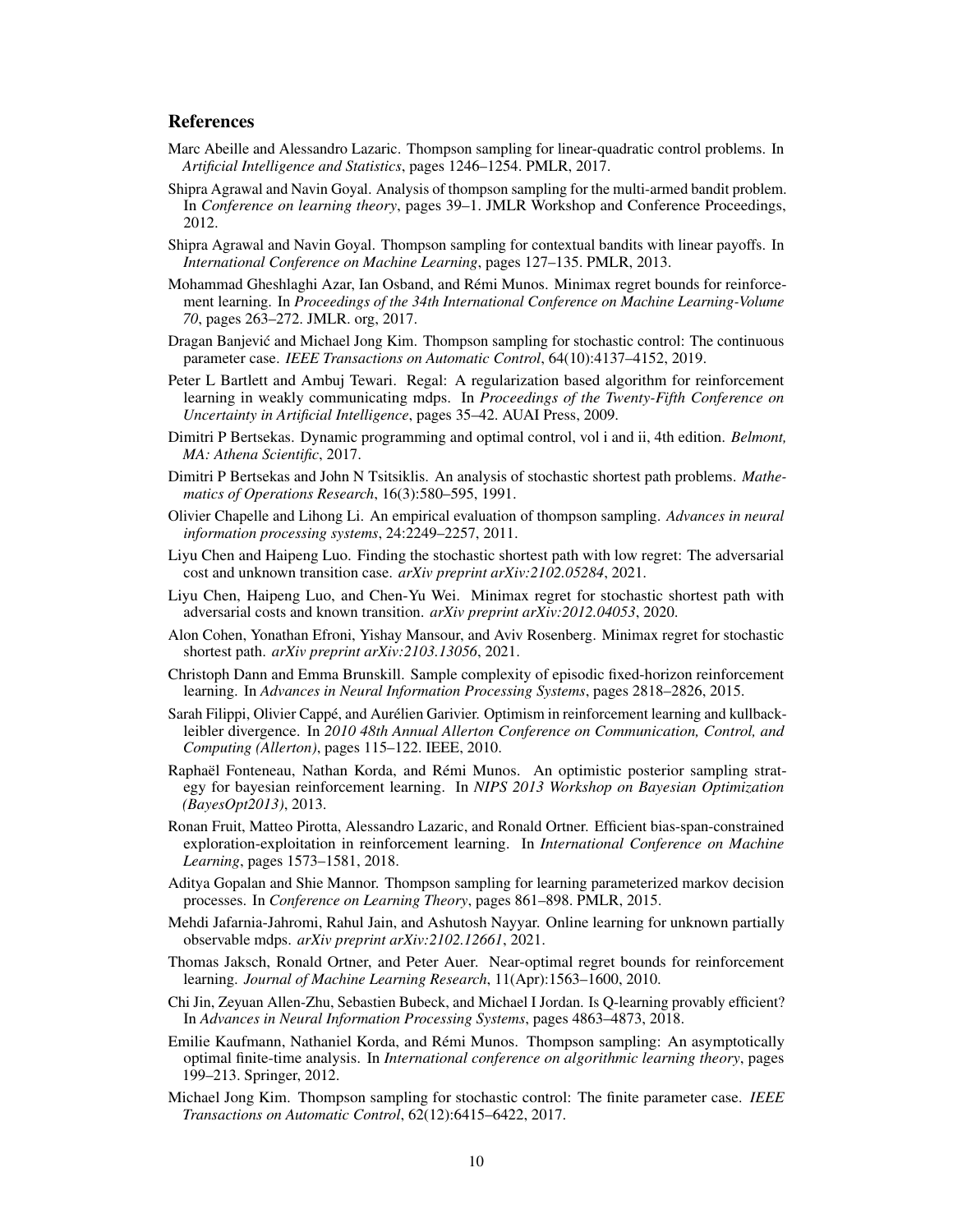## References

Marc Abeille and Alessandro Lazaric. Thompson sampling for linear-quadratic control problems. In *Artificial Intelligence and Statistics*, pages 1246–1254. PMLR, 2017.

Shipra Agrawal and Navin Goyal. Analysis of thompson sampling for the multi-armed bandit problem. In *Conference on learning theory*, pages 39–1. JMLR Workshop and Conference Proceedings, 2012.

Shipra Agrawal and Navin Goyal. Thompson sampling for contextual bandits with linear payoffs. In *International Conference on Machine Learning*, pages 127–135. PMLR, 2013.

Mohammad Gheshlaghi Azar, Ian Osband, and Rémi Munos. Minimax regret bounds for reinforcement learning. In *Proceedings of the 34th International Conference on Machine Learning-Volume 70*, pages 263–272. JMLR. org, 2017.

Dragan Banjević and Michael Jong Kim. Thompson sampling for stochastic control: The continuous parameter case. *IEEE Transactions on Automatic Control*, 64(10):4137–4152, 2019.

Peter L Bartlett and Ambuj Tewari. Regal: A regularization based algorithm for reinforcement learning in weakly communicating mdps. In *Proceedings of the Twenty-Fifth Conference on Uncertainty in Artificial Intelligence*, pages 35–42. AUAI Press, 2009.

Dimitri P Bertsekas. Dynamic programming and optimal control, vol i and ii, 4th edition. *Belmont, MA: Athena Scientific*, 2017.

Dimitri P Bertsekas and John N Tsitsiklis. An analysis of stochastic shortest path problems. *Mathematics of Operations Research*, 16(3):580–595, 1991.

Olivier Chapelle and Lihong Li. An empirical evaluation of thompson sampling. *Advances in neural information processing systems*, 24:2249–2257, 2011.

Liyu Chen and Haipeng Luo. Finding the stochastic shortest path with low regret: The adversarial cost and unknown transition case. *arXiv preprint arXiv:2102.05284*, 2021.

Liyu Chen, Haipeng Luo, and Chen-Yu Wei. Minimax regret for stochastic shortest path with adversarial costs and known transition. *arXiv preprint arXiv:2012.04053*, 2020.

Alon Cohen, Yonathan Efroni, Yishay Mansour, and Aviv Rosenberg. Minimax regret for stochastic shortest path. *arXiv preprint arXiv:2103.13056*, 2021.

Christoph Dann and Emma Brunskill. Sample complexity of episodic fixed-horizon reinforcement learning. In *Advances in Neural Information Processing Systems*, pages 2818–2826, 2015.

Sarah Filippi, Olivier Cappé, and Aurélien Garivier. Optimism in reinforcement learning and kullback-leibler divergence. In *2010 48th Annual Allerton Conference on Communication, Control, and Computing (Allerton)*, pages 115–122. IEEE, 2010.

Raphaël Fonteneau, Nathan Korda, and Rémi Munos. An optimistic posterior sampling strategy for bayesian reinforcement learning. In *NIPS 2013 Workshop on Bayesian Optimization (BayesOpt2013)*, 2013.

Ronan Fruit, Matteo Pirotta, Alessandro Lazaric, and Ronald Ortner. Efficient bias-span-constrained exploration-exploitation in reinforcement learning. In *International Conference on Machine Learning*, pages 1573–1581, 2018.

Aditya Gopalan and Shie Mannor. Thompson sampling for learning parameterized markov decision processes. In *Conference on Learning Theory*, pages 861–898. PMLR, 2015.

Mehdi Jafarnia-Jahromi, Rahul Jain, and Ashutosh Nayyar. Online learning for unknown partially observable mdps. *arXiv preprint arXiv:2102.12661*, 2021.

Thomas Jaksch, Ronald Ortner, and Peter Auer. Near-optimal regret bounds for reinforcement learning. *Journal of Machine Learning Research*, 11(Apr):1563–1600, 2010.

Chi Jin, Zeyuan Allen-Zhu, Sebastien Bubeck, and Michael I Jordan. Is Q-learning provably efficient? In *Advances in Neural Information Processing Systems*, pages 4863–4873, 2018.

Emilie Kaufmann, Nathaniel Korda, and Rémi Munos. Thompson sampling: An asymptotically optimal finite-time analysis. In *International conference on algorithmic learning theory*, pages 199–213. Springer, 2012.

Michael Jong Kim. Thompson sampling for stochastic control: The finite parameter case. *IEEE Transactions on Automatic Control*, 62(12):6415–6422, 2017.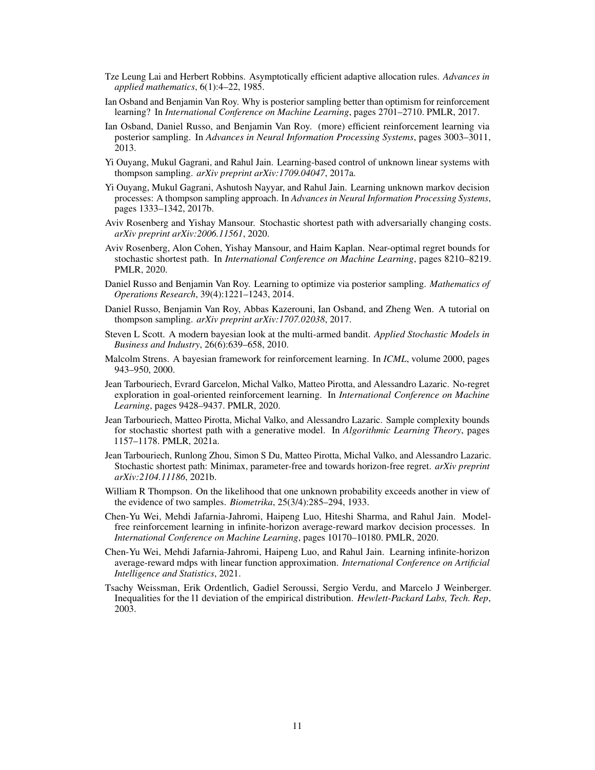Tze Leung Lai and Herbert Robbins. Asymptotically efficient adaptive allocation rules. *Advances in applied mathematics*, 6(1):4–22, 1985.

Ian Osband and Benjamin Van Roy. Why is posterior sampling better than optimism for reinforcement learning? In *International Conference on Machine Learning*, pages 2701–2710. PMLR, 2017.

Ian Osband, Daniel Russo, and Benjamin Van Roy. (more) efficient reinforcement learning via posterior sampling. In *Advances in Neural Information Processing Systems*, pages 3003–3011, 2013.

Yi Ouyang, Mukul Gagrani, and Rahul Jain. Learning-based control of unknown linear systems with thompson sampling. *arXiv preprint arXiv:1709.04047*, 2017a.

Yi Ouyang, Mukul Gagrani, Ashutosh Nayyar, and Rahul Jain. Learning unknown markov decision processes: A thompson sampling approach. In *Advances in Neural Information Processing Systems*, pages 1333–1342, 2017b.

Aviv Rosenberg and Yishay Mansour. Stochastic shortest path with adversarially changing costs. *arXiv preprint arXiv:2006.11561*, 2020.

Aviv Rosenberg, Alon Cohen, Yishay Mansour, and Haim Kaplan. Near-optimal regret bounds for stochastic shortest path. In *International Conference on Machine Learning*, pages 8210–8219. PMLR, 2020.

Daniel Russo and Benjamin Van Roy. Learning to optimize via posterior sampling. *Mathematics of Operations Research*, 39(4):1221–1243, 2014.

Daniel Russo, Benjamin Van Roy, Abbas Kazerouni, Ian Osband, and Zheng Wen. A tutorial on thompson sampling. *arXiv preprint arXiv:1707.02038*, 2017.

Steven L Scott. A modern bayesian look at the multi-armed bandit. *Applied Stochastic Models in Business and Industry*, 26(6):639–658, 2010.

Malcolm Strens. A bayesian framework for reinforcement learning. In *ICML*, volume 2000, pages 943–950, 2000.

Jean Tarbouriech, Evrard Garcelon, Michal Valko, Matteo Pirotta, and Alessandro Lazaric. No-regret exploration in goal-oriented reinforcement learning. In *International Conference on Machine Learning*, pages 9428–9437. PMLR, 2020.

Jean Tarbouriech, Matteo Pirotta, Michal Valko, and Alessandro Lazaric. Sample complexity bounds for stochastic shortest path with a generative model. In *Algorithmic Learning Theory*, pages 1157–1178. PMLR, 2021a.

Jean Tarbouriech, Runlong Zhou, Simon S Du, Matteo Pirotta, Michal Valko, and Alessandro Lazaric. Stochastic shortest path: Minimax, parameter-free and towards horizon-free regret. *arXiv preprint arXiv:2104.11186*, 2021b.

William R Thompson. On the likelihood that one unknown probability exceeds another in view of the evidence of two samples. *Biometrika*, 25(3/4):285–294, 1933.

Chen-Yu Wei, Mehdi Jafarnia-Jahromi, Haipeng Luo, Hiteshi Sharma, and Rahul Jain. Model-free reinforcement learning in infinite-horizon average-reward markov decision processes. In *International Conference on Machine Learning*, pages 10170–10180. PMLR, 2020.

Chen-Yu Wei, Mehdi Jafarnia-Jahromi, Haipeng Luo, and Rahul Jain. Learning infinite-horizon average-reward mdps with linear function approximation. *International Conference on Artificial Intelligence and Statistics*, 2021.

Tsachy Weissman, Erik Ordentlich, Gadiel Seroussi, Sergio Verdu, and Marcelo J Weinberger. Inequalities for the l1 deviation of the empirical distribution. *Hewlett-Packard Labs, Tech. Rep*, 2003.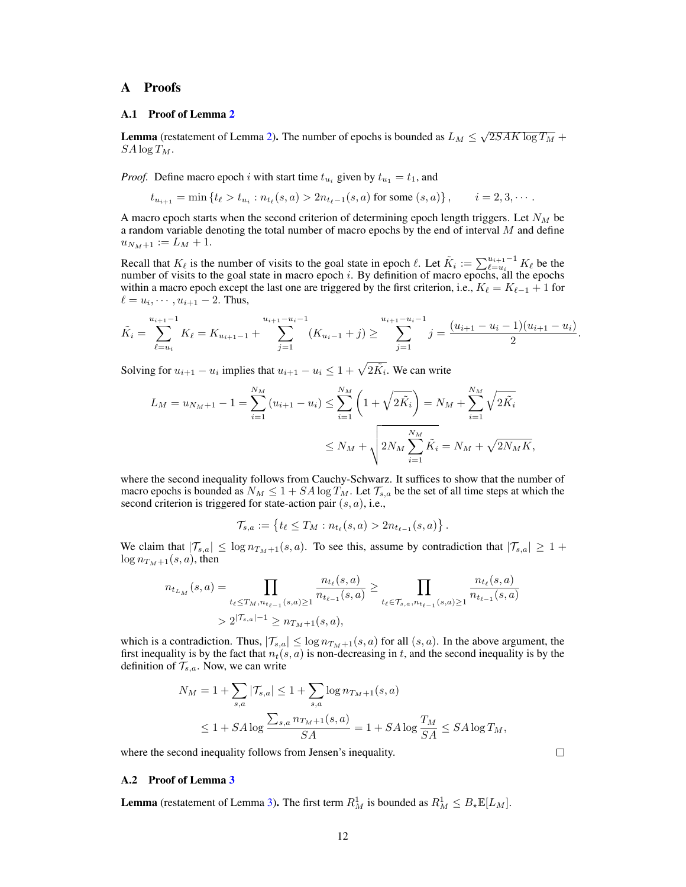# A Proofs

## A.1 Proof of Lemma 2

**Lemma** (restatement of Lemma 2). The number of epochs is bounded as $L_M \leq \sqrt{2SAK\log T_M} + SA\log T_M$.

*Proof.* Define macro epoch $i$ with start time $t_{u_i}$ given by $t_{u_1} = t_1$, and

$$t_{u_{i+1}} = \min\left\{t_\ell > t_{u_i} : n_{t_\ell}(s,a) > 2n_{t_\ell - 1}(s,a) \text{ for some } (s,a)\right\}, \qquad i = 2, 3, \cdots.$$

A macro epoch starts when the second criterion of determining epoch length triggers. Let $N_M$ be a random variable denoting the total number of macro epochs by the end of interval $M$ and define $u_{N_M+1} := L_M + 1$.

Recall that $K_\ell$ is the number of visits to the goal state in epoch $\ell$. Let $\tilde{K}_i := \sum_{\ell=u_i}^{u_{i+1}-1} K_\ell$ be the number of visits to the goal state in macro epoch $i$. By definition of macro epochs, all the epochs within a macro epoch except the last one are triggered by the first criterion, i.e., $K_\ell = K_{\ell-1} + 1$ for $\ell = u_i, \cdots, u_{i+1} - 2$. Thus,

$$\tilde{K}_i = \sum_{\ell=u_i}^{u_{i+1}-1} K_\ell = K_{u_{i+1}-1} + \sum_{j=1}^{u_{i+1}-u_i-1} (K_{u_i - 1} + j) \geq \sum_{j=1}^{u_{i+1}-u_i-1} j = \frac{(u_{i+1} - u_i - 1)(u_{i+1} - u_i)}{2}.$$

Solving for $u_{i+1} - u_i$ implies that $u_{i+1} - u_i \leq 1 + \sqrt{2\tilde{K}_i}$. We can write

$$L_M = u_{N_M+1} - 1 = \sum_{i=1}^{N_M} (u_{i+1} - u_i) \leq \sum_{i=1}^{N_M}\left(1 + \sqrt{2\tilde{K}_i}\right) = N_M + \sum_{i=1}^{N_M}\sqrt{2\tilde{K}_i}$$

$$\leq N_M + \sqrt{2N_M \sum_{i=1}^{N_M} \tilde{K}_i} = N_M + \sqrt{2N_M K},$$

where the second inequality follows from Cauchy-Schwarz. It suffices to show that the number of macro epochs is bounded as $N_M \leq 1 + SA\log T_M$. Let $\mathcal{T}_{s,a}$ be the set of all time steps at which the second criterion is triggered for state-action pair $(s,a)$, i.e.,

$$\mathcal{T}_{s,a} := \left\{t_\ell \leq T_M : n_{t_\ell}(s,a) > 2n_{t_{\ell-1}}(s,a)\right\}.$$

We claim that $|\mathcal{T}_{s,a}| \leq \log n_{T_M+1}(s,a)$. To see this, assume by contradiction that $|\mathcal{T}_{s,a}| \geq 1 + \log n_{T_M+1}(s,a)$, then

$$n_{t_{L_M}}(s,a) = \prod_{t_\ell \leq T_M, n_{t_{\ell-1}}(s,a) \geq 1} \frac{n_{t_\ell}(s,a)}{n_{t_{\ell-1}}(s,a)} \geq \prod_{t_\ell \in \mathcal{T}_{s,a}, n_{t_{\ell-1}}(s,a)\geq 1} \frac{n_{t_\ell}(s,a)}{n_{t_{\ell-1}}(s,a)}$$

$$> 2^{|\mathcal{T}_{s,a}|-1} \geq n_{T_M+1}(s,a),$$

which is a contradiction. Thus, $|\mathcal{T}_{s,a}| \leq \log n_{T_M+1}(s,a)$ for all $(s,a)$. In the above argument, the first inequality is by the fact that $n_t(s,a)$ is non-decreasing in $t$, and the second inequality is by the definition of $\mathcal{T}_{s,a}$. Now, we can write

$$N_M = 1 + \sum_{s,a} |\mathcal{T}_{s,a}| \leq 1 + \sum_{s,a} \log n_{T_M+1}(s,a)$$

$$\leq 1 + SA\log\frac{\sum_{s,a} n_{T_M+1}(s,a)}{SA} = 1 + SA\log\frac{T_M}{SA} \leq SA\log T_M,$$

where the second inequality follows from Jensen's inequality. $\square$

## A.2 Proof of Lemma 3

**Lemma** (restatement of Lemma 3). The first term $R_M^1$ is bounded as $R_M^1 \leq B_\star \mathbb{E}[L_M]$.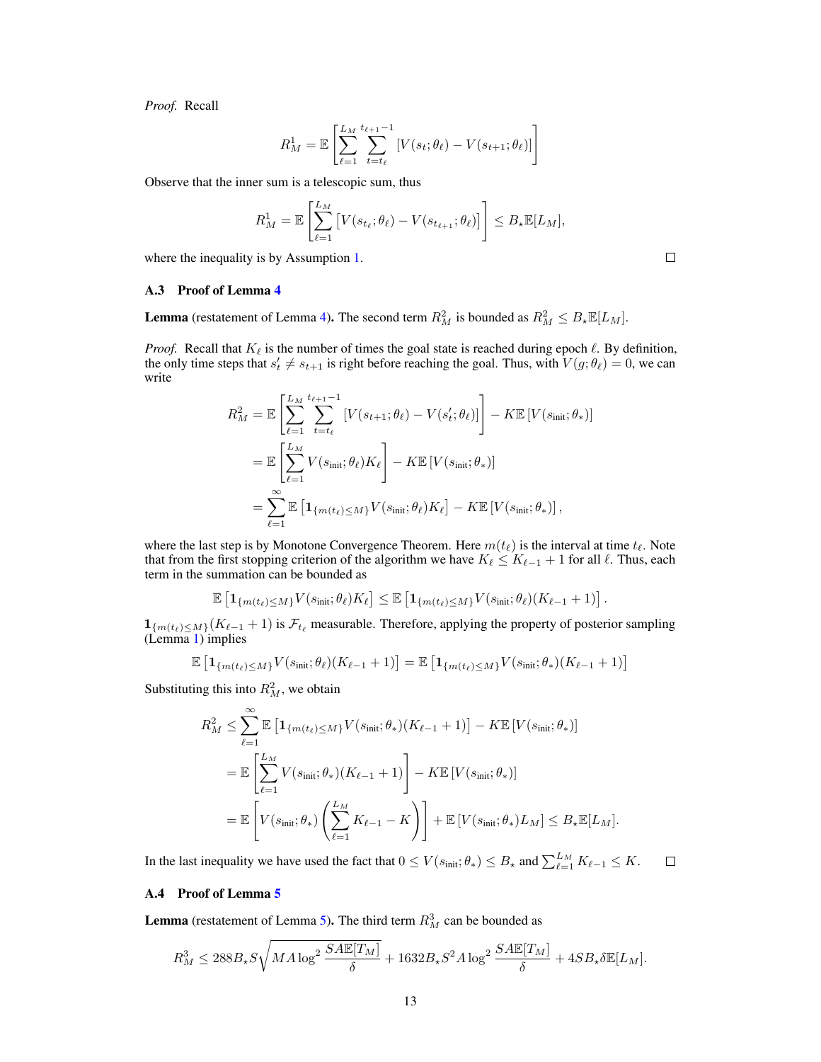*Proof.* Recall

$$R_M^1 = \mathbb{E}\left[\sum_{\ell=1}^{L_M} \sum_{t=t_\ell}^{t_{\ell+1}-1} \left[V(s_t;\theta_\ell) - V(s_{t+1};\theta_\ell)\right]\right]$$

Observe that the inner sum is a telescopic sum, thus

$$R_M^1 = \mathbb{E}\left[\sum_{\ell=1}^{L_M} \left[V(s_{t_\ell};\theta_\ell) - V(s_{t_{\ell+1}};\theta_\ell)\right]\right] \le B_\star \mathbb{E}[L_M],$$

where the inequality is by Assumption 1. $\square$

### A.3 Proof of Lemma 4

**Lemma** (restatement of Lemma 4). The second term $R_M^2$ is bounded as $R_M^2 \le B_\star \mathbb{E}[L_M]$.

*Proof.* Recall that $K_\ell$ is the number of times the goal state is reached during epoch $\ell$. By definition, the only time steps that $s'_t \ne s_{t+1}$ is right before reaching the goal. Thus, with $V(g;\theta_\ell) = 0$, we can write

$$\begin{aligned}
R_M^2 &= \mathbb{E}\left[\sum_{\ell=1}^{L_M} \sum_{t=t_\ell}^{t_{\ell+1}-1} \left[V(s_{t+1};\theta_\ell) - V(s'_t;\theta_\ell)\right]\right] - K\mathbb{E}\left[V(s_{\text{init}};\theta_*)\right] \\
&= \mathbb{E}\left[\sum_{\ell=1}^{L_M} V(s_{\text{init}};\theta_\ell) K_\ell\right] - K\mathbb{E}\left[V(s_{\text{init}};\theta_*)\right] \\
&= \sum_{\ell=1}^{\infty} \mathbb{E}\left[\mathbf{1}_{\{m(t_\ell)\le M\}} V(s_{\text{init}};\theta_\ell) K_\ell\right] - K\mathbb{E}\left[V(s_{\text{init}};\theta_*)\right],
\end{aligned}$$

where the last step is by Monotone Convergence Theorem. Here $m(t_\ell)$ is the interval at time $t_\ell$. Note that from the first stopping criterion of the algorithm we have $K_\ell \le K_{\ell-1} + 1$ for all $\ell$. Thus, each term in the summation can be bounded as

$$\mathbb{E}\left[\mathbf{1}_{\{m(t_\ell)\le M\}} V(s_{\text{init}};\theta_\ell) K_\ell\right] \le \mathbb{E}\left[\mathbf{1}_{\{m(t_\ell)\le M\}} V(s_{\text{init}};\theta_\ell)(K_{\ell-1}+1)\right].$$

$\mathbf{1}_{\{m(t_\ell)\le M\}}(K_{\ell-1}+1)$ is $\mathcal{F}_{t_\ell}$ measurable. Therefore, applying the property of posterior sampling (Lemma 1) implies

$$\mathbb{E}\left[\mathbf{1}_{\{m(t_\ell)\le M\}} V(s_{\text{init}};\theta_\ell)(K_{\ell-1}+1)\right] = \mathbb{E}\left[\mathbf{1}_{\{m(t_\ell)\le M\}} V(s_{\text{init}};\theta_*)(K_{\ell-1}+1)\right]$$

Substituting this into $R_M^2$, we obtain

$$\begin{aligned}
R_M^2 &\le \sum_{\ell=1}^{\infty} \mathbb{E}\left[\mathbf{1}_{\{m(t_\ell)\le M\}} V(s_{\text{init}};\theta_*)(K_{\ell-1}+1)\right] - K\mathbb{E}\left[V(s_{\text{init}};\theta_*)\right] \\
&= \mathbb{E}\left[\sum_{\ell=1}^{L_M} V(s_{\text{init}};\theta_*)(K_{\ell-1}+1)\right] - K\mathbb{E}\left[V(s_{\text{init}};\theta_*)\right] \\
&= \mathbb{E}\left[V(s_{\text{init}};\theta_*)\left(\sum_{\ell=1}^{L_M} K_{\ell-1} - K\right)\right] + \mathbb{E}\left[V(s_{\text{init}};\theta_*)L_M\right] \le B_\star \mathbb{E}[L_M].
\end{aligned}$$

In the last inequality we have used the fact that $0 \le V(s_{\text{init}};\theta_*) \le B_\star$ and $\sum_{\ell=1}^{L_M} K_{\ell-1} \le K$. $\square$

### A.4 Proof of Lemma 5

**Lemma** (restatement of Lemma 5). The third term $R_M^3$ can be bounded as

$$R_M^3 \le 288 B_\star S \sqrt{MA \log^2 \frac{SA\mathbb{E}[T_M]}{\delta}} + 1632 B_\star S^2 A \log^2 \frac{SA\mathbb{E}[T_M]}{\delta} + 4SB_\star \delta \mathbb{E}[L_M].$$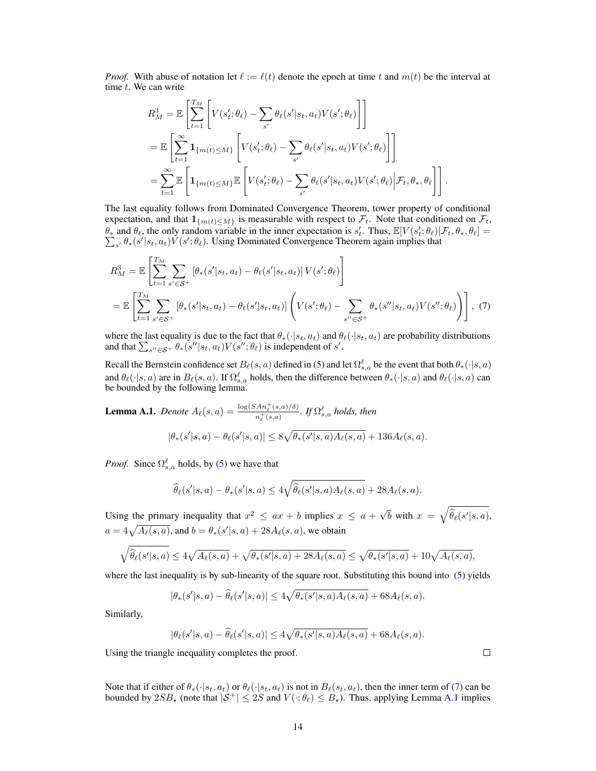*Proof.* With abuse of notation let $\ell := \ell(t)$ denote the epoch at time $t$ and $m(t)$ be the interval at time $t$. We can write

$$
\begin{aligned}
R_M^3 &= \mathbb{E}\left[\sum_{t=1}^{T_M}\left[V(s_t'; \theta_\ell) - \sum_{s'} \theta_\ell(s'|s_t, a_t) V(s'; \theta_\ell)\right]\right] \\
&= \mathbb{E}\left[\sum_{t=1}^{\infty} \mathbf{1}_{\{m(t) \leq M\}}\left[V(s_t'; \theta_\ell) - \sum_{s'} \theta_\ell(s'|s_t, a_t) V(s'; \theta_\ell)\right]\right] \\
&= \sum_{t=1}^{\infty} \mathbb{E}\left[\mathbf{1}_{\{m(t) \leq M\}} \mathbb{E}\left[V(s_t'; \theta_\ell) - \sum_{s'} \theta_\ell(s'|s_t, a_t) V(s'; \theta_\ell) \Big| \mathcal{F}_t, \theta_*, \theta_\ell\right]\right].
\end{aligned}
$$

The last equality follows from Dominated Convergence Theorem, tower property of conditional expectation, and that $\mathbf{1}_{\{m(t) \leq M\}}$ is measurable with respect to $\mathcal{F}_t$. Note that conditioned on $\mathcal{F}_t$, $\theta_*$ and $\theta_\ell$, the only random variable in the inner expectation is $s_t'$. Thus, $\mathbb{E}[V(s_t'; \theta_\ell)|\mathcal{F}_t, \theta_*, \theta_\ell] = \sum_{s'} \theta_*(s'|s_t, a_t) V(s'; \theta_\ell)$. Using Dominated Convergence Theorem again implies that

$$
\begin{aligned}
R_M^3 &= \mathbb{E}\left[\sum_{t=1}^{T_M} \sum_{s' \in \mathcal{S}^+} \left[\theta_*(s'|s_t, a_t) - \theta_\ell(s'|s_t, a_t)\right] V(s'; \theta_\ell)\right] \\
&= \mathbb{E}\left[\sum_{t=1}^{T_M} \sum_{s' \in \mathcal{S}^+} \left[\theta_*(s'|s_t, a_t) - \theta_\ell(s'|s_t, a_t)\right] \left(V(s'; \theta_\ell) - \sum_{s'' \in \mathcal{S}^+} \theta_*(s''|s_t, a_t) V(s''; \theta_\ell)\right)\right], \quad (7)
\end{aligned}
$$

where the last equality is due to the fact that $\theta_*(\cdot|s_t, a_t)$ and $\theta_\ell(\cdot|s_t, a_t)$ are probability distributions and that $\sum_{s'' \in \mathcal{S}^+} \theta_*(s''|s_t, a_t) V(s''; \theta_\ell)$ is independent of $s'$.

Recall the Bernstein confidence set $B_\ell(s, a)$ defined in (5) and let $\Omega_{s,a}^\ell$ be the event that both $\theta_*(\cdot|s, a)$ and $\theta_\ell(\cdot|s, a)$ are in $B_\ell(s, a)$. If $\Omega_{s,a}^\ell$ holds, then the difference between $\theta_*(\cdot|s, a)$ and $\theta_\ell(\cdot|s, a)$ can be bounded by the following lemma.

**Lemma A.1.** *Denote $A_\ell(s, a) = \frac{\log(SAn_\ell^+(s,a)/\delta)}{n_\ell^+(s,a)}$. If $\Omega_{s,a}^\ell$ holds, then*

$$
|\theta_*(s'|s, a) - \theta_\ell(s'|s, a)| \leq 8\sqrt{\theta_*(s'|s, a) A_\ell(s, a)} + 136 A_\ell(s, a).
$$

*Proof.* Since $\Omega_{s,a}^\ell$ holds, by (5) we have that

$$
\widehat{\theta}_\ell(s'|s, a) - \theta_*(s'|s, a) \leq 4\sqrt{\widehat{\theta}_\ell(s'|s, a) A_\ell(s, a)} + 28 A_\ell(s, a).
$$

Using the primary inequality that $x^2 \leq ax + b$ implies $x \leq a + \sqrt{b}$ with $x = \sqrt{\widehat{\theta}_\ell(s'|s, a)}$, $a = 4\sqrt{A_\ell(s, a)}$, and $b = \theta_*(s'|s, a) + 28 A_\ell(s, a)$, we obtain

$$
\sqrt{\widehat{\theta}_\ell(s'|s, a)} \leq 4\sqrt{A_\ell(s, a)} + \sqrt{\theta_*(s'|s, a) + 28 A_\ell(s, a)} \leq \sqrt{\theta_*(s'|s, a)} + 10\sqrt{A_\ell(s, a)},
$$

where the last inequality is by sub-linearity of the square root. Substituting this bound into (5) yields

$$
|\theta_*(s'|s, a) - \widehat{\theta}_\ell(s'|s, a)| \leq 4\sqrt{\theta_*(s'|s, a) A_\ell(s, a)} + 68 A_\ell(s, a).
$$

Similarly,

$$
|\theta_\ell(s'|s, a) - \widehat{\theta}_\ell(s'|s, a)| \leq 4\sqrt{\theta_*(s'|s, a) A_\ell(s, a)} + 68 A_\ell(s, a).
$$

Using the triangle inequality completes the proof. $\square$

Note that if either of $\theta_*(\cdot|s_t, a_t)$ or $\theta_\ell(\cdot|s_t, a_t)$ is not in $B_\ell(s_t, a_t)$, then the inner term of (7) can be bounded by $2SB_\star$ (note that $|\mathcal{S}^+| \leq 2S$ and $V(\cdot; \theta_\ell) \leq B_\star$). Thus, applying Lemma A.1 implies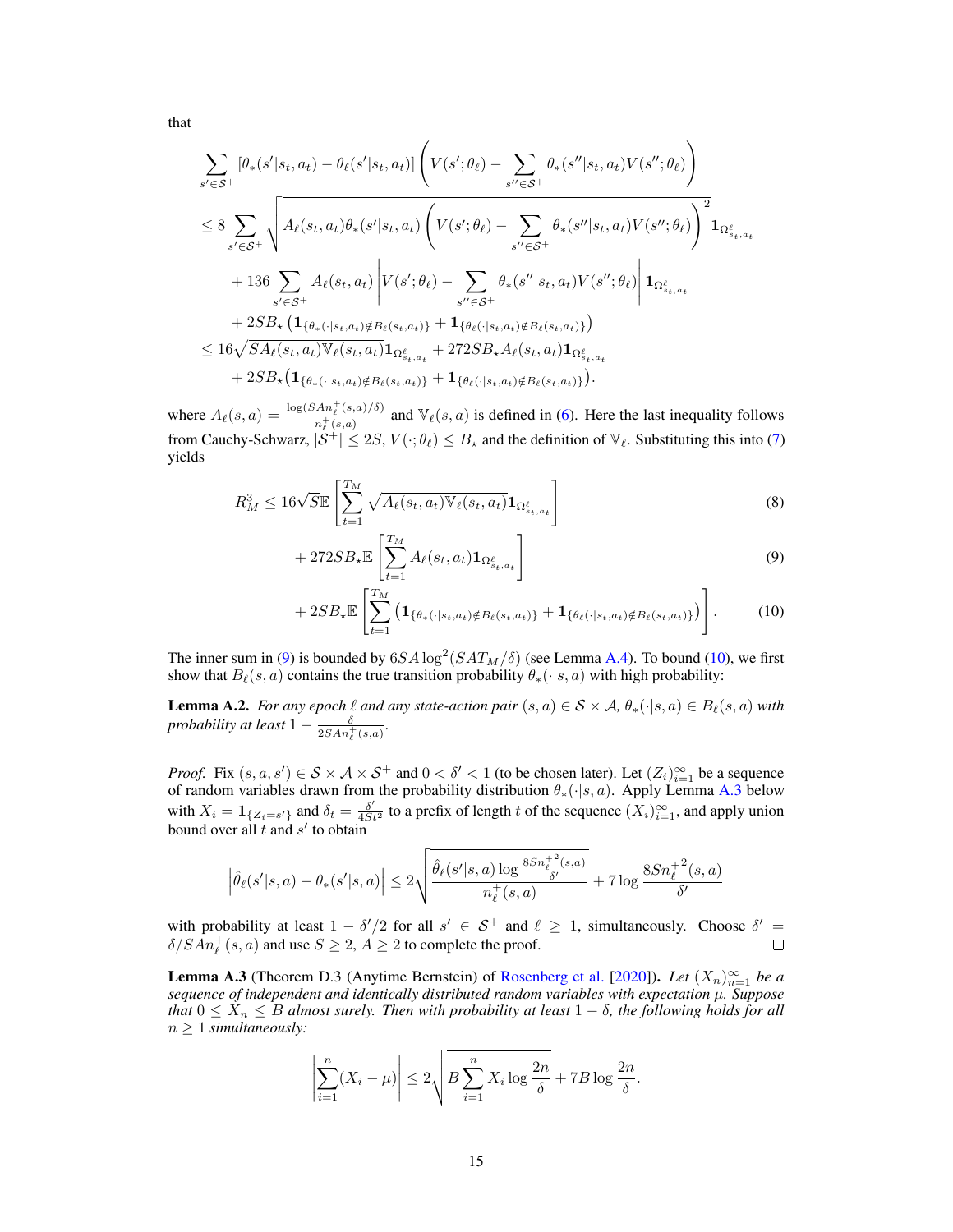that

$$
\begin{aligned}
&\sum_{s' \in \mathcal{S}^+} [\theta_*(s'|s_t, a_t) - \theta_\ell(s'|s_t, a_t)] \left( V(s'; \theta_\ell) - \sum_{s'' \in \mathcal{S}^+} \theta_*(s''|s_t, a_t) V(s''; \theta_\ell) \right) \\
&\leq 8 \sum_{s' \in \mathcal{S}^+} \sqrt{A_\ell(s_t, a_t) \theta_*(s'|s_t, a_t) \left( V(s'; \theta_\ell) - \sum_{s'' \in \mathcal{S}^+} \theta_*(s''|s_t, a_t) V(s''; \theta_\ell) \right)^2 \mathbf{1}_{\Omega^\ell_{s_t, a_t}}} \\
&\quad + 136 \sum_{s' \in \mathcal{S}^+} A_\ell(s_t, a_t) \left| V(s'; \theta_\ell) - \sum_{s'' \in \mathcal{S}^+} \theta_*(s''|s_t, a_t) V(s''; \theta_\ell) \right| \mathbf{1}_{\Omega^\ell_{s_t, a_t}} \\
&\quad + 2SB_\star \left( \mathbf{1}_{\{\theta_*(\cdot|s_t, a_t) \notin B_\ell(s_t, a_t)\}} + \mathbf{1}_{\{\theta_\ell(\cdot|s_t, a_t) \notin B_\ell(s_t, a_t)\}} \right) \\
&\leq 16 \sqrt{SA_\ell(s_t, a_t) \mathbb{V}_\ell(s_t, a_t)} \mathbf{1}_{\Omega^\ell_{s_t, a_t}} + 272 SB_\star A_\ell(s_t, a_t) \mathbf{1}_{\Omega^\ell_{s_t, a_t}} \\
&\quad + 2SB_\star \big( \mathbf{1}_{\{\theta_*(\cdot|s_t, a_t) \notin B_\ell(s_t, a_t)\}} + \mathbf{1}_{\{\theta_\ell(\cdot|s_t, a_t) \notin B_\ell(s_t, a_t)\}} \big).
\end{aligned}
$$

where $A_\ell(s, a) = \frac{\log(SAn^+_\ell(s,a)/\delta)}{n^+_\ell(s,a)}$ and $\mathbb{V}_\ell(s, a)$ is defined in (6). Here the last inequality follows from Cauchy-Schwarz, $|\mathcal{S}^+| \leq 2S$, $V(\cdot; \theta_\ell) \leq B_\star$ and the definition of $\mathbb{V}_\ell$. Substituting this into (7) yields

$$
R^3_M \leq 16\sqrt{S} \mathbb{E} \left[ \sum_{t=1}^{T_M} \sqrt{A_\ell(s_t, a_t) \mathbb{V}_\ell(s_t, a_t)} \mathbf{1}_{\Omega^\ell_{s_t, a_t}} \right] \tag{8}
$$

$$
+ 272 SB_\star \mathbb{E} \left[ \sum_{t=1}^{T_M} A_\ell(s_t, a_t) \mathbf{1}_{\Omega^\ell_{s_t, a_t}} \right] \tag{9}
$$

$$
+ 2SB_\star \mathbb{E} \left[ \sum_{t=1}^{T_M} \big( \mathbf{1}_{\{\theta_*(\cdot|s_t, a_t) \notin B_\ell(s_t, a_t)\}} + \mathbf{1}_{\{\theta_\ell(\cdot|s_t, a_t) \notin B_\ell(s_t, a_t)\}} \big) \right]. \tag{10}
$$

The inner sum in (9) is bounded by $6SA \log^2(SAT_M/\delta)$ (see Lemma A.4). To bound (10), we first show that $B_\ell(s, a)$ contains the true transition probability $\theta_*(\cdot|s, a)$ with high probability:

**Lemma A.2.** *For any epoch $\ell$ and any state-action pair $(s, a) \in \mathcal{S} \times \mathcal{A}$, $\theta_*(\cdot|s, a) \in B_\ell(s, a)$ with probability at least $1 - \frac{\delta}{2SAn^+_\ell(s,a)}$.*

*Proof.* Fix $(s, a, s') \in \mathcal{S} \times \mathcal{A} \times \mathcal{S}^+$ and $0 < \delta' < 1$ (to be chosen later). Let $(Z_i)_{i=1}^\infty$ be a sequence of random variables drawn from the probability distribution $\theta_*(\cdot|s, a)$. Apply Lemma A.3 below with $X_i = \mathbf{1}_{\{Z_i = s'\}}$ and $\delta_t = \frac{\delta'}{4St^2}$ to a prefix of length $t$ of the sequence $(X_i)_{i=1}^\infty$, and apply union bound over all $t$ and $s'$ to obtain

$$
\left| \hat{\theta}_\ell(s'|s, a) - \theta_*(s'|s, a) \right| \leq 2 \sqrt{\frac{\hat{\theta}_\ell(s'|s, a) \log \frac{8S{n^+_\ell}^2(s,a)}{\delta'}}{n^+_\ell(s, a)}} + 7 \log \frac{8S{n^+_\ell}^2(s, a)}{\delta'}
$$

with probability at least $1 - \delta'/2$ for all $s' \in \mathcal{S}^+$ and $\ell \geq 1$, simultaneously. Choose $\delta' = \delta/SAn^+_\ell(s, a)$ and use $S \geq 2$, $A \geq 2$ to complete the proof. $\square$

**Lemma A.3** (Theorem D.3 (Anytime Bernstein) of Rosenberg et al. [2020]). *Let $(X_n)_{n=1}^\infty$ be a sequence of independent and identically distributed random variables with expectation $\mu$. Suppose that $0 \leq X_n \leq B$ almost surely. Then with probability at least $1 - \delta$, the following holds for all $n \geq 1$ simultaneously:*

$$
\left| \sum_{i=1}^n (X_i - \mu) \right| \leq 2 \sqrt{B \sum_{i=1}^n X_i \log \frac{2n}{\delta}} + 7B \log \frac{2n}{\delta}.
$$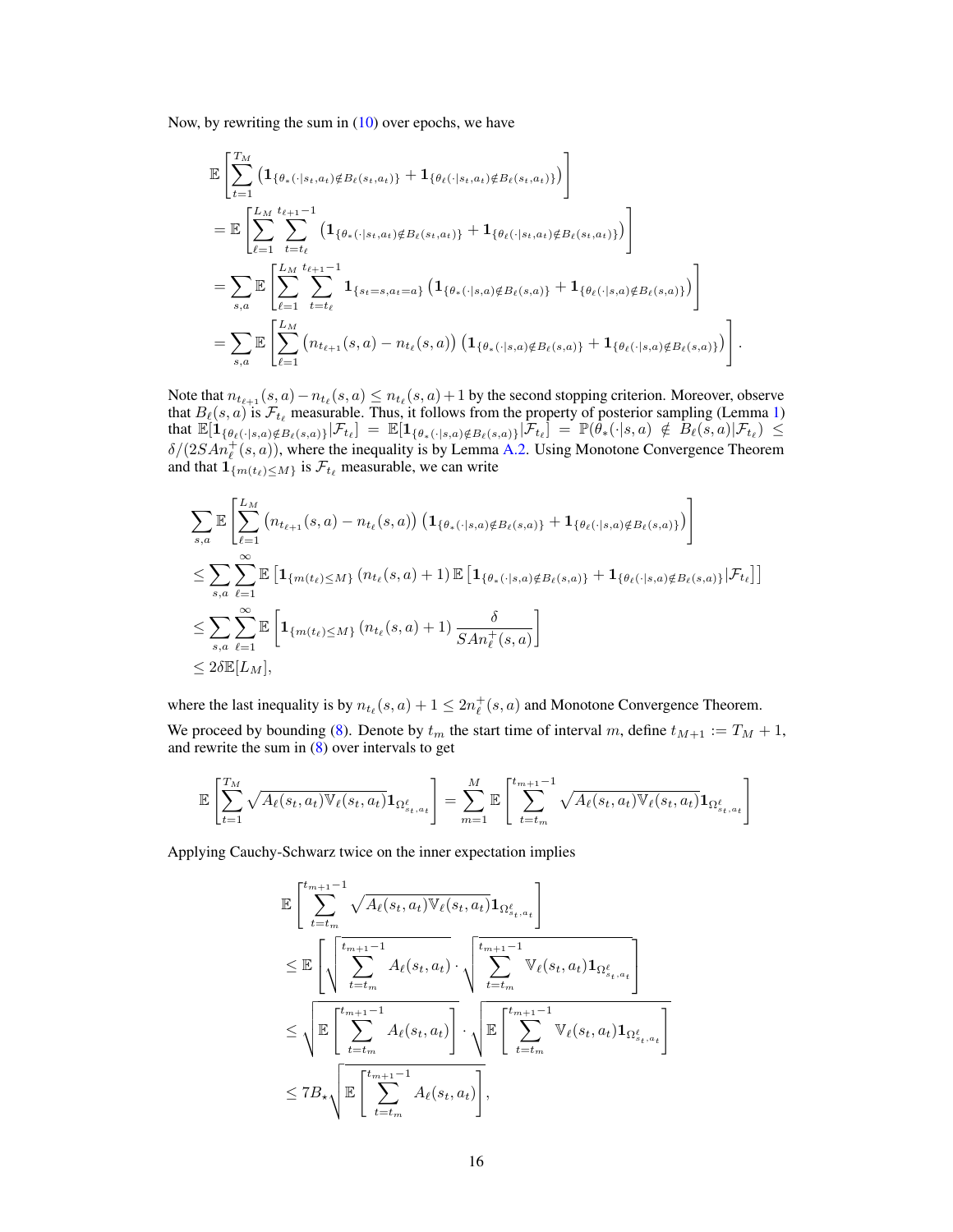Now, by rewriting the sum in (10) over epochs, we have

$$
\begin{aligned}
&\mathbb{E}\left[\sum_{t=1}^{T_M} \left(\mathbf{1}_{\{\theta_*(\cdot|s_t,a_t) \notin B_\ell(s_t,a_t)\}} + \mathbf{1}_{\{\theta_\ell(\cdot|s_t,a_t) \notin B_\ell(s_t,a_t)\}}\right)\right] \\
&= \mathbb{E}\left[\sum_{\ell=1}^{L_M} \sum_{t=t_\ell}^{t_{\ell+1}-1} \left(\mathbf{1}_{\{\theta_*(\cdot|s_t,a_t) \notin B_\ell(s_t,a_t)\}} + \mathbf{1}_{\{\theta_\ell(\cdot|s_t,a_t) \notin B_\ell(s_t,a_t)\}}\right)\right] \\
&= \sum_{s,a} \mathbb{E}\left[\sum_{\ell=1}^{L_M} \sum_{t=t_\ell}^{t_{\ell+1}-1} \mathbf{1}_{\{s_t=s, a_t=a\}} \left(\mathbf{1}_{\{\theta_*(\cdot|s,a) \notin B_\ell(s,a)\}} + \mathbf{1}_{\{\theta_\ell(\cdot|s,a) \notin B_\ell(s,a)\}}\right)\right] \\
&= \sum_{s,a} \mathbb{E}\left[\sum_{\ell=1}^{L_M} \left(n_{t_{\ell+1}}(s,a) - n_{t_\ell}(s,a)\right) \left(\mathbf{1}_{\{\theta_*(\cdot|s,a) \notin B_\ell(s,a)\}} + \mathbf{1}_{\{\theta_\ell(\cdot|s,a) \notin B_\ell(s,a)\}}\right)\right].
\end{aligned}
$$

Note that $n_{t_{\ell+1}}(s,a) - n_{t_\ell}(s,a) \leq n_{t_\ell}(s,a) + 1$ by the second stopping criterion. Moreover, observe that $B_\ell(s,a)$ is $\mathcal{F}_{t_\ell}$ measurable. Thus, it follows from the property of posterior sampling (Lemma 1) that $\mathbb{E}[\mathbf{1}_{\{\theta_\ell(\cdot|s,a) \notin B_\ell(s,a)\}}|\mathcal{F}_{t_\ell}] = \mathbb{E}[\mathbf{1}_{\{\theta_*(\cdot|s,a) \notin B_\ell(s,a)\}}|\mathcal{F}_{t_\ell}] = \mathbb{P}(\theta_*(\cdot|s,a) \notin B_\ell(s,a)|\mathcal{F}_{t_\ell}) \leq \delta/(2SAn_\ell^+(s,a))$, where the inequality is by Lemma A.2. Using Monotone Convergence Theorem and that $\mathbf{1}_{\{m(t_\ell) \leq M\}}$ is $\mathcal{F}_{t_\ell}$ measurable, we can write

$$
\begin{aligned}
&\sum_{s,a} \mathbb{E}\left[\sum_{\ell=1}^{L_M} \left(n_{t_{\ell+1}}(s,a) - n_{t_\ell}(s,a)\right) \left(\mathbf{1}_{\{\theta_*(\cdot|s,a) \notin B_\ell(s,a)\}} + \mathbf{1}_{\{\theta_\ell(\cdot|s,a) \notin B_\ell(s,a)\}}\right)\right] \\
&\leq \sum_{s,a} \sum_{\ell=1}^{\infty} \mathbb{E}\left[\mathbf{1}_{\{m(t_\ell) \leq M\}} \left(n_{t_\ell}(s,a) + 1\right) \mathbb{E}\left[\mathbf{1}_{\{\theta_*(\cdot|s,a) \notin B_\ell(s,a)\}} + \mathbf{1}_{\{\theta_\ell(\cdot|s,a) \notin B_\ell(s,a)\}} | \mathcal{F}_{t_\ell}\right]\right] \\
&\leq \sum_{s,a} \sum_{\ell=1}^{\infty} \mathbb{E}\left[\mathbf{1}_{\{m(t_\ell) \leq M\}} \left(n_{t_\ell}(s,a) + 1\right) \frac{\delta}{SAn_\ell^+(s,a)}\right] \\
&\leq 2\delta \mathbb{E}[L_M],
\end{aligned}
$$

where the last inequality is by $n_{t_\ell}(s,a) + 1 \leq 2n_\ell^+(s,a)$ and Monotone Convergence Theorem.

We proceed by bounding (8). Denote by $t_m$ the start time of interval $m$, define $t_{M+1} := T_M + 1$, and rewrite the sum in (8) over intervals to get

$$
\mathbb{E}\left[\sum_{t=1}^{T_M} \sqrt{A_\ell(s_t,a_t)\mathbb{V}_\ell(s_t,a_t)} \mathbf{1}_{\Omega^\ell_{s_t,a_t}}\right] = \sum_{m=1}^{M} \mathbb{E}\left[\sum_{t=t_m}^{t_{m+1}-1} \sqrt{A_\ell(s_t,a_t)\mathbb{V}_\ell(s_t,a_t)} \mathbf{1}_{\Omega^\ell_{s_t,a_t}}\right]
$$

Applying Cauchy-Schwarz twice on the inner expectation implies

$$
\begin{aligned}
&\mathbb{E}\left[\sum_{t=t_m}^{t_{m+1}-1} \sqrt{A_\ell(s_t,a_t)\mathbb{V}_\ell(s_t,a_t)} \mathbf{1}_{\Omega^\ell_{s_t,a_t}}\right] \\
&\leq \mathbb{E}\left[\sqrt{\sum_{t=t_m}^{t_{m+1}-1} A_\ell(s_t,a_t)} \cdot \sqrt{\sum_{t=t_m}^{t_{m+1}-1} \mathbb{V}_\ell(s_t,a_t) \mathbf{1}_{\Omega^\ell_{s_t,a_t}}}\right] \\
&\leq \sqrt{\mathbb{E}\left[\sum_{t=t_m}^{t_{m+1}-1} A_\ell(s_t,a_t)\right]} \cdot \sqrt{\mathbb{E}\left[\sum_{t=t_m}^{t_{m+1}-1} \mathbb{V}_\ell(s_t,a_t) \mathbf{1}_{\Omega^\ell_{s_t,a_t}}\right]} \\
&\leq 7B_\star \sqrt{\mathbb{E}\left[\sum_{t=t_m}^{t_{m+1}-1} A_\ell(s_t,a_t)\right]},
\end{aligned}
$$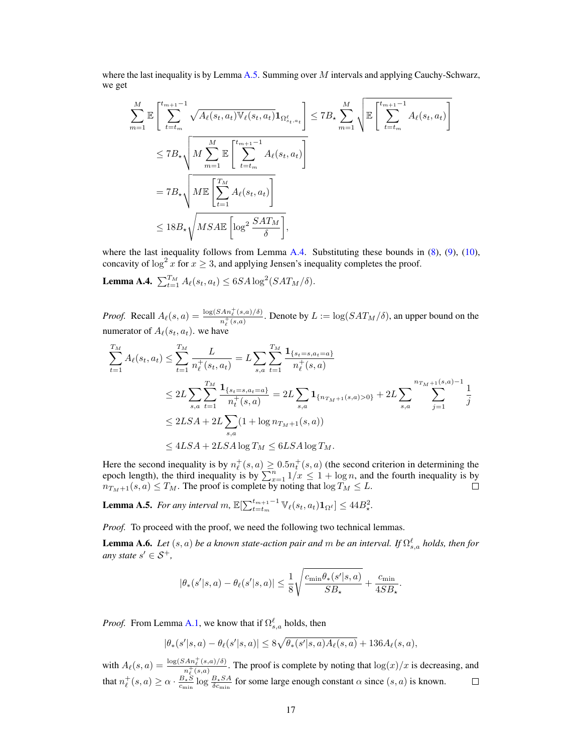where the last inequality is by Lemma A.5. Summing over $M$ intervals and applying Cauchy-Schwarz, we get

$$
\begin{aligned}
\sum_{m=1}^{M} \mathbb{E}\left[\sum_{t=t_m}^{t_{m+1}-1} \sqrt{A_\ell(s_t,a_t)\mathbb{V}_\ell(s_t,a_t)}\mathbf{1}_{\Omega^\ell_{s_t,a_t}}\right] &\le 7B_\star \sum_{m=1}^{M} \sqrt{\mathbb{E}\left[\sum_{t=t_m}^{t_{m+1}-1} A_\ell(s_t,a_t)\right]} \\
&\le 7B_\star \sqrt{M \sum_{m=1}^{M} \mathbb{E}\left[\sum_{t=t_m}^{t_{m+1}-1} A_\ell(s_t,a_t)\right]} \\
&= 7B_\star \sqrt{M\mathbb{E}\left[\sum_{t=1}^{T_M} A_\ell(s_t,a_t)\right]} \\
&\le 18B_\star \sqrt{MSA\mathbb{E}\left[\log^2 \frac{SAT_M}{\delta}\right]},
\end{aligned}
$$

where the last inequality follows from Lemma A.4. Substituting these bounds in (8), (9), (10), concavity of $\log^2 x$ for $x \ge 3$, and applying Jensen's inequality completes the proof.

**Lemma A.4.** $\sum_{t=1}^{T_M} A_\ell(s_t,a_t) \le 6SA\log^2(SAT_M/\delta)$.

*Proof.* Recall $A_\ell(s,a) = \frac{\log(SAn^+_\ell(s,a)/\delta)}{n^+_\ell(s,a)}$. Denote by $L := \log(SAT_M/\delta)$, an upper bound on the numerator of $A_\ell(s_t,a_t)$. we have

$$
\begin{aligned}
\sum_{t=1}^{T_M} A_\ell(s_t,a_t) &\le \sum_{t=1}^{T_M} \frac{L}{n^+_\ell(s_t,a_t)} = L\sum_{s,a}\sum_{t=1}^{T_M} \frac{\mathbf{1}_{\{s_t=s,a_t=a\}}}{n^+_\ell(s,a)} \\
&\le 2L\sum_{s,a}\sum_{t=1}^{T_M} \frac{\mathbf{1}_{\{s_t=s,a_t=a\}}}{n^+_t(s,a)} = 2L\sum_{s,a}\mathbf{1}_{\{n_{T_M+1}(s,a)>0\}} + 2L\sum_{s,a}\sum_{j=1}^{n_{T_M+1}(s,a)-1}\frac{1}{j} \\
&\le 2LSA + 2L\sum_{s,a}(1+\log n_{T_M+1}(s,a)) \\
&\le 4LSA + 2LSA\log T_M \le 6LSA\log T_M.
\end{aligned}
$$

Here the second inequality is by $n^+_\ell(s,a) \ge 0.5n^+_t(s,a)$ (the second criterion in determining the epoch length), the third inequality is by $\sum_{x=1}^{n} 1/x \le 1 + \log n$, and the fourth inequality is by $n_{T_M+1}(s,a) \le T_M$. The proof is complete by noting that $\log T_M \le L$. ∎

**Lemma A.5.** *For any interval $m$, $\mathbb{E}[\sum_{t=t_m}^{t_{m+1}-1} \mathbb{V}_\ell(s_t,a_t)\mathbf{1}_{\Omega^\ell}] \le 44B_\star^2$.*

*Proof.* To proceed with the proof, we need the following two technical lemmas.

**Lemma A.6.** *Let $(s,a)$ be a known state-action pair and $m$ be an interval. If $\Omega^\ell_{s,a}$ holds, then for any state $s' \in \mathcal{S}^+$,*

$$
|\theta_*(s'|s,a) - \theta_\ell(s'|s,a)| \le \frac{1}{8}\sqrt{\frac{c_{\min}\theta_*(s'|s,a)}{SB_\star}} + \frac{c_{\min}}{4SB_\star}.
$$

*Proof.* From Lemma A.1, we know that if $\Omega^\ell_{s,a}$ holds, then

$$
|\theta_*(s'|s,a) - \theta_\ell(s'|s,a)| \le 8\sqrt{\theta_*(s'|s,a)A_\ell(s,a)} + 136A_\ell(s,a),
$$

with $A_\ell(s,a) = \frac{\log(SAn^+_\ell(s,a)/\delta)}{n^+_\ell(s,a)}$. The proof is complete by noting that $\log(x)/x$ is decreasing, and that $n^+_\ell(s,a) \ge \alpha \cdot \frac{B_\star S}{c_{\min}} \log \frac{B_\star SA}{\delta c_{\min}}$ for some large enough constant $\alpha$ since $(s,a)$ is known. ∎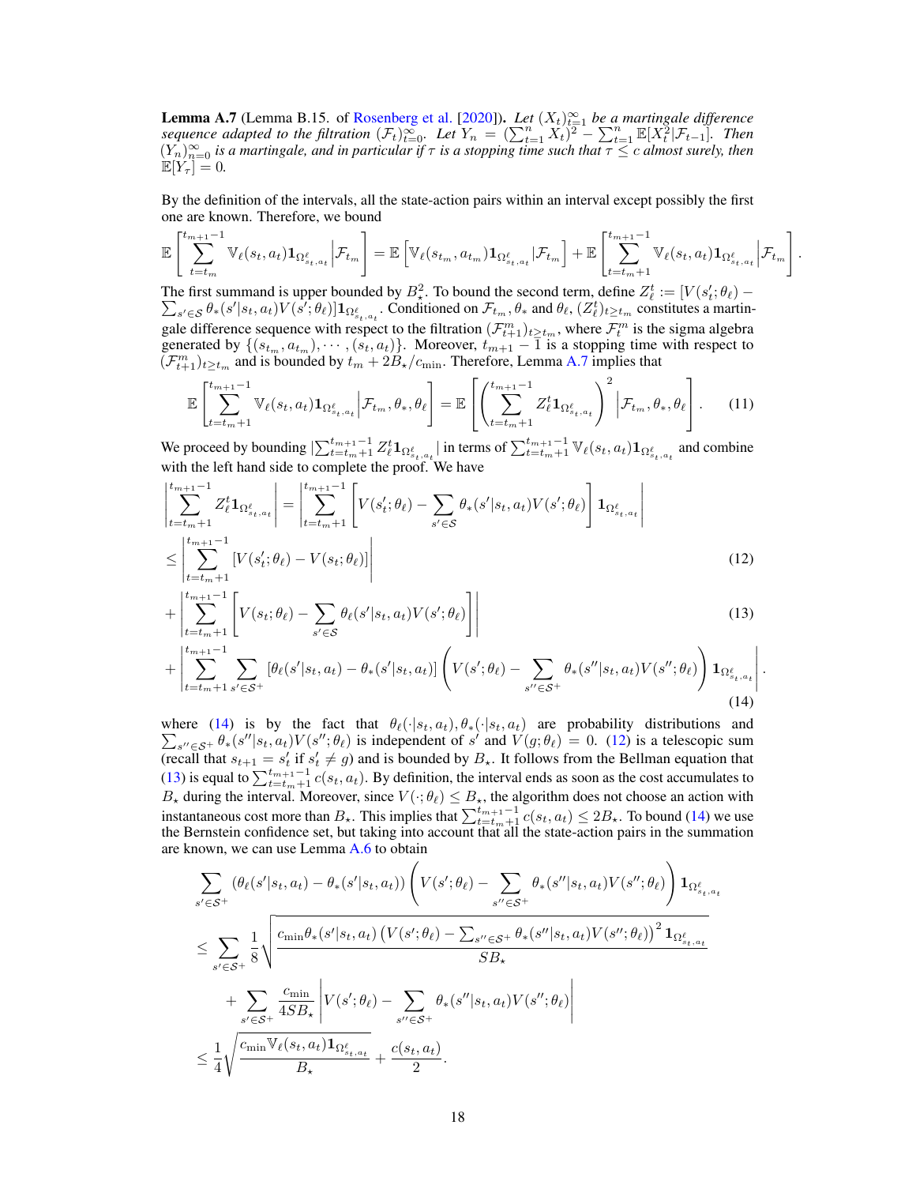**Lemma A.7** (Lemma B.15. of Rosenberg et al. [2020]). *Let $(X_t)_{t=1}^{\infty}$ be a martingale difference sequence adapted to the filtration $(\mathcal{F}_t)_{t=0}^{\infty}$. Let $Y_n = (\sum_{t=1}^n X_t)^2 - \sum_{t=1}^n \mathbb{E}[X_t^2|\mathcal{F}_{t-1}]$. Then $(Y_n)_{n=0}^{\infty}$ is a martingale, and in particular if $\tau$ is a stopping time such that $\tau \leq c$ almost surely, then $\mathbb{E}[Y_\tau] = 0$.*

By the definition of the intervals, all the state-action pairs within an interval except possibly the first one are known. Therefore, we bound

$$\mathbb{E}\left[\sum_{t=t_m}^{t_{m+1}-1} \mathbb{V}_\ell(s_t, a_t)\mathbf{1}_{\Omega^\ell_{s_t,a_t}}\Big|\mathcal{F}_{t_m}\right] = \mathbb{E}\left[\mathbb{V}_\ell(s_{t_m}, a_{t_m})\mathbf{1}_{\Omega^\ell_{s_t,a_t}}|\mathcal{F}_{t_m}\right] + \mathbb{E}\left[\sum_{t=t_m+1}^{t_{m+1}-1} \mathbb{V}_\ell(s_t, a_t)\mathbf{1}_{\Omega^\ell_{s_t,a_t}}\Big|\mathcal{F}_{t_m}\right].$$

The first summand is upper bounded by $B_\star^2$. To bound the second term, define $Z_\ell^t := [V(s'_t;\theta_\ell) - \sum_{s'\in\mathcal{S}}\theta_*(s'|s_t,a_t)V(s';\theta_\ell)]\mathbf{1}_{\Omega^\ell_{s_t,a_t}}$. Conditioned on $\mathcal{F}_{t_m}, \theta_*$ and $\theta_\ell$, $(Z_\ell^t)_{t\geq t_m}$ constitutes a martingale difference sequence with respect to the filtration $(\mathcal{F}^m_{t+1})_{t\geq t_m}$, where $\mathcal{F}^m_t$ is the sigma algebra generated by $\{(s_{t_m}, a_{t_m}), \cdots, (s_t, a_t)\}$. Moreover, $t_{m+1}-1$ is a stopping time with respect to $(\mathcal{F}^m_{t+1})_{t\geq t_m}$ and is bounded by $t_m + 2B_\star/c_{\min}$. Therefore, Lemma A.7 implies that

$$\mathbb{E}\left[\sum_{t=t_m+1}^{t_{m+1}-1} \mathbb{V}_\ell(s_t, a_t)\mathbf{1}_{\Omega^\ell_{s_t,a_t}}\Big|\mathcal{F}_{t_m},\theta_*,\theta_\ell\right] = \mathbb{E}\left[\left(\sum_{t=t_m+1}^{t_{m+1}-1} Z_\ell^t\mathbf{1}_{\Omega^\ell_{s_t,a_t}}\right)^2\Big|\mathcal{F}_{t_m},\theta_*,\theta_\ell\right]. \tag{11}$$

We proceed by bounding $|\sum_{t=t_m+1}^{t_{m+1}-1} Z_\ell^t\mathbf{1}_{\Omega^\ell_{s_t,a_t}}|$ in terms of $\sum_{t=t_m+1}^{t_{m+1}-1}\mathbb{V}_\ell(s_t,a_t)\mathbf{1}_{\Omega^\ell_{s_t,a_t}}$ and combine with the left hand side to complete the proof. We have

$$\begin{aligned}
\left|\sum_{t=t_m+1}^{t_{m+1}-1} Z_\ell^t\mathbf{1}_{\Omega^\ell_{s_t,a_t}}\right| &= \left|\sum_{t=t_m+1}^{t_{m+1}-1}\left[V(s'_t;\theta_\ell) - \sum_{s'\in\mathcal{S}}\theta_*(s'|s_t,a_t)V(s';\theta_\ell)\right]\mathbf{1}_{\Omega^\ell_{s_t,a_t}}\right| \\
&\leq \left|\sum_{t=t_m+1}^{t_{m+1}-1}[V(s'_t;\theta_\ell) - V(s_t;\theta_\ell)]\right| \qquad (12)\\
&+ \left|\sum_{t=t_m+1}^{t_{m+1}-1}\left[V(s_t;\theta_\ell) - \sum_{s'\in\mathcal{S}}\theta_\ell(s'|s_t,a_t)V(s';\theta_\ell)\right]\right| \qquad (13)\\
&+ \left|\sum_{t=t_m+1}^{t_{m+1}-1}\sum_{s'\in\mathcal{S}^+}[\theta_\ell(s'|s_t,a_t) - \theta_*(s'|s_t,a_t)]\left(V(s';\theta_\ell) - \sum_{s''\in\mathcal{S}^+}\theta_*(s''|s_t,a_t)V(s'';\theta_\ell)\right)\mathbf{1}_{\Omega^\ell_{s_t,a_t}}\right|. \qquad (14)
\end{aligned}$$

where (14) is by the fact that $\theta_\ell(\cdot|s_t,a_t), \theta_*(\cdot|s_t,a_t)$ are probability distributions and $\sum_{s''\in\mathcal{S}^+}\theta_*(s''|s_t,a_t)V(s'';\theta_\ell)$ is independent of $s'$ and $V(g;\theta_\ell) = 0$. (12) is a telescopic sum (recall that $s_{t+1} = s'_t$ if $s'_t \neq g$) and is bounded by $B_\star$. It follows from the Bellman equation that (13) is equal to $\sum_{t=t_m+1}^{t_{m+1}-1} c(s_t,a_t)$. By definition, the interval ends as soon as the cost accumulates to $B_\star$ during the interval. Moreover, since $V(\cdot;\theta_\ell) \leq B_\star$, the algorithm does not choose an action with instantaneous cost more than $B_\star$. This implies that $\sum_{t=t_m+1}^{t_{m+1}-1} c(s_t,a_t) \leq 2B_\star$. To bound (14) we use the Bernstein confidence set, but taking into account that all the state-action pairs in the summation are known, we can use Lemma A.6 to obtain

$$\begin{aligned}
&\sum_{s'\in\mathcal{S}^+}(\theta_\ell(s'|s_t,a_t) - \theta_*(s'|s_t,a_t))\left(V(s';\theta_\ell) - \sum_{s''\in\mathcal{S}^+}\theta_*(s''|s_t,a_t)V(s'';\theta_\ell)\right)\mathbf{1}_{\Omega^\ell_{s_t,a_t}} \\
&\leq \sum_{s'\in\mathcal{S}^+}\frac{1}{8}\sqrt{\frac{c_{\min}\theta_*(s'|s_t,a_t)\left(V(s';\theta_\ell) - \sum_{s''\in\mathcal{S}^+}\theta_*(s''|s_t,a_t)V(s'';\theta_\ell)\right)^2\mathbf{1}_{\Omega^\ell_{s_t,a_t}}}{SB_\star}} \\
&\quad + \sum_{s'\in\mathcal{S}^+}\frac{c_{\min}}{4SB_\star}\left|V(s';\theta_\ell) - \sum_{s''\in\mathcal{S}^+}\theta_*(s''|s_t,a_t)V(s'';\theta_\ell)\right| \\
&\leq \frac{1}{4}\sqrt{\frac{c_{\min}\mathbb{V}_\ell(s_t,a_t)\mathbf{1}_{\Omega^\ell_{s_t,a_t}}}{B_\star}} + \frac{c(s_t,a_t)}{2}.
\end{aligned}$$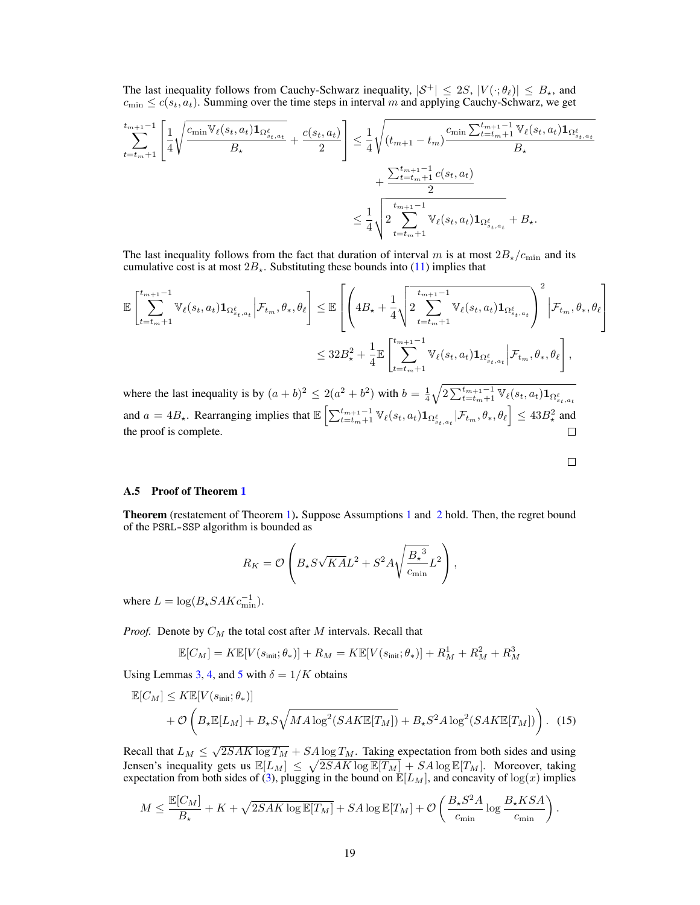The last inequality follows from Cauchy-Schwarz inequality, $|\mathcal{S}^+| \leq 2S$, $|V(\cdot;\theta_\ell)| \leq B_\star$, and $c_{\min} \leq c(s_t, a_t)$. Summing over the time steps in interval $m$ and applying Cauchy-Schwarz, we get

$$
\begin{aligned}
\sum_{t=t_m+1}^{t_{m+1}-1} \left[ \frac{1}{4}\sqrt{\frac{c_{\min} \mathbb{V}_\ell(s_t,a_t) \mathbf{1}_{\Omega^\ell_{s_t,a_t}}}{B_\star}} + \frac{c(s_t,a_t)}{2} \right] &\leq \frac{1}{4}\sqrt{(t_{m+1}-t_m)\frac{c_{\min}\sum_{t=t_m+1}^{t_{m+1}-1} \mathbb{V}_\ell(s_t,a_t)\mathbf{1}_{\Omega^\ell_{s_t,a_t}}}{B_\star}} \\
&\quad + \frac{\sum_{t=t_m+1}^{t_{m+1}-1} c(s_t,a_t)}{2} \\
&\leq \frac{1}{4}\sqrt{2\sum_{t=t_m+1}^{t_{m+1}-1} \mathbb{V}_\ell(s_t,a_t)\mathbf{1}_{\Omega^\ell_{s_t,a_t}}} + B_\star.
\end{aligned}
$$

The last inequality follows from the fact that duration of interval $m$ is at most $2B_\star/c_{\min}$ and its cumulative cost is at most $2B_\star$. Substituting these bounds into (11) implies that

$$
\begin{aligned}
\mathbb{E}\left[\sum_{t=t_m+1}^{t_{m+1}-1} \mathbb{V}_\ell(s_t,a_t)\mathbf{1}_{\Omega^\ell_{s_t,a_t}} \Big| \mathcal{F}_{t_m}, \theta_*, \theta_\ell\right] &\leq \mathbb{E}\left[\left(4B_\star + \frac{1}{4}\sqrt{2\sum_{t=t_m+1}^{t_{m+1}-1} \mathbb{V}_\ell(s_t,a_t)\mathbf{1}_{\Omega^\ell_{s_t,a_t}}}\right)^2 \Big| \mathcal{F}_{t_m}, \theta_*, \theta_\ell\right] \\
&\leq 32B_\star^2 + \frac{1}{4}\mathbb{E}\left[\sum_{t=t_m+1}^{t_{m+1}-1} \mathbb{V}_\ell(s_t,a_t)\mathbf{1}_{\Omega^\ell_{s_t,a_t}} \Big| \mathcal{F}_{t_m}, \theta_*, \theta_\ell\right],
\end{aligned}
$$

where the last inequality is by $(a+b)^2 \leq 2(a^2+b^2)$ with $b = \frac{1}{4}\sqrt{2\sum_{t=t_m+1}^{t_{m+1}-1} \mathbb{V}_\ell(s_t,a_t)\mathbf{1}_{\Omega^\ell_{s_t,a_t}}}$ and $a = 4B_\star$. Rearranging implies that $\mathbb{E}\left[\sum_{t=t_m+1}^{t_{m+1}-1} \mathbb{V}_\ell(s_t,a_t)\mathbf{1}_{\Omega^\ell_{s_t,a_t}} | \mathcal{F}_{t_m}, \theta_*, \theta_\ell\right] \leq 43B_\star^2$ and the proof is complete. □

□

### A.5 Proof of Theorem 1

**Theorem** (restatement of Theorem 1)**.** Suppose Assumptions 1 and 2 hold. Then, the regret bound of the PSRL-SSP algorithm is bounded as

$$
R_K = \mathcal{O}\left(B_\star S\sqrt{KA}L^2 + S^2 A\sqrt{\frac{{B_\star}^3}{c_{\min}}}L^2\right),
$$

where $L = \log(B_\star SAK c_{\min}^{-1})$.

*Proof.* Denote by $C_M$ the total cost after $M$ intervals. Recall that

$$
\mathbb{E}[C_M] = K\mathbb{E}[V(s_{\text{init}};\theta_*)] + R_M = K\mathbb{E}[V(s_{\text{init}};\theta_*)] + R^1_M + R^2_M + R^3_M
$$

Using Lemmas 3, 4, and 5 with $\delta = 1/K$ obtains

$$
\begin{aligned}
\mathbb{E}[C_M] &\leq K\mathbb{E}[V(s_{\text{init}};\theta_*)] \\
&\quad + \mathcal{O}\left(B_\star \mathbb{E}[L_M] + B_\star S\sqrt{MA\log^2(SAK\mathbb{E}[T_M])} + B_\star S^2 A \log^2(SAK\mathbb{E}[T_M])\right). \quad (15)
\end{aligned}
$$

Recall that $L_M \leq \sqrt{2SAK\log T_M} + SA\log T_M$. Taking expectation from both sides and using Jensen's inequality gets us $\mathbb{E}[L_M] \leq \sqrt{2SAK\log\mathbb{E}[T_M]} + SA\log\mathbb{E}[T_M]$. Moreover, taking expectation from both sides of (3), plugging in the bound on $\mathbb{E}[L_M]$, and concavity of $\log(x)$ implies

$$
M \leq \frac{\mathbb{E}[C_M]}{B_\star} + K + \sqrt{2SAK\log\mathbb{E}[T_M]} + SA\log\mathbb{E}[T_M] + \mathcal{O}\left(\frac{B_\star S^2 A}{c_{\min}}\log\frac{B_\star KSA}{c_{\min}}\right).
$$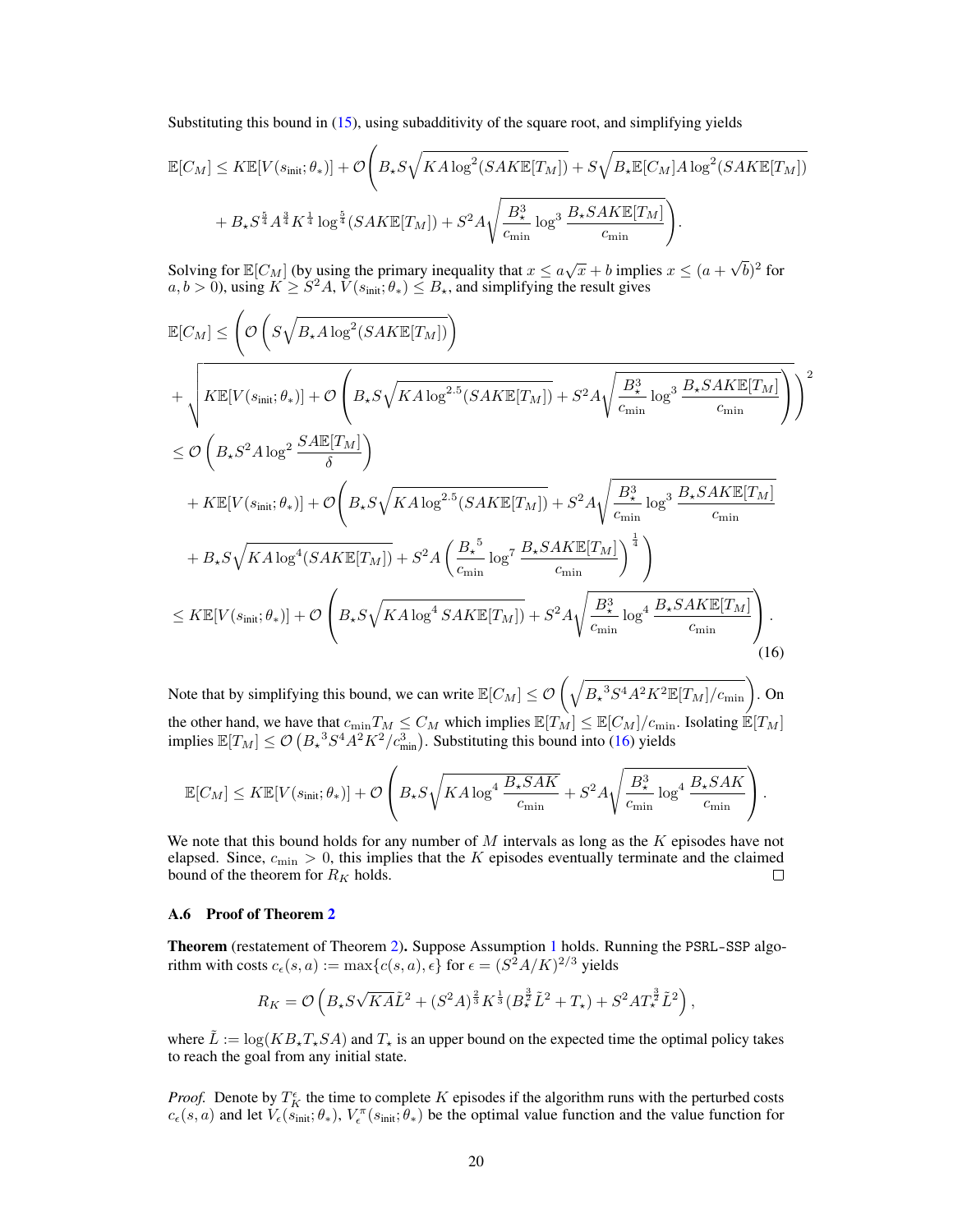Substituting this bound in (15), using subadditivity of the square root, and simplifying yields

$$
\begin{aligned}
\mathbb{E}[C_M] \leq K\mathbb{E}[V(s_{\text{init}};\theta_*)] + \mathcal{O}\Bigg( & B_\star S\sqrt{KA\log^2(SAK\mathbb{E}[T_M])} + S\sqrt{B_\star \mathbb{E}[C_M] A \log^2(SAK\mathbb{E}[T_M])} \\
& + B_\star S^{\frac{5}{4}} A^{\frac{3}{4}} K^{\frac{1}{4}} \log^{\frac{5}{4}}(SAK\mathbb{E}[T_M]) + S^2 A \sqrt{\frac{B_\star^3}{c_{\min}} \log^3 \frac{B_\star SAK\mathbb{E}[T_M]}{c_{\min}}}\Bigg).
\end{aligned}
$$

Solving for $\mathbb{E}[C_M]$ (by using the primary inequality that $x \leq a\sqrt{x} + b$ implies $x \leq (a + \sqrt{b})^2$ for $a, b > 0$), using $K \geq S^2 A$, $V(s_{\text{init}};\theta_*) \leq B_\star$, and simplifying the result gives

$$
\begin{aligned}
\mathbb{E}[C_M] \leq & \Bigg( \mathcal{O}\left( S\sqrt{B_\star A \log^2(SAK\mathbb{E}[T_M])}\right) \\
& + \sqrt{K\mathbb{E}[V(s_{\text{init}};\theta_*)] + \mathcal{O}\left( B_\star S\sqrt{KA\log^{2.5}(SAK\mathbb{E}[T_M])} + S^2 A\sqrt{\frac{B_\star^3}{c_{\min}}\log^3\frac{B_\star SAK\mathbb{E}[T_M]}{c_{\min}}}\right)}\Bigg)^2 \\
\leq & \; \mathcal{O}\left( B_\star S^2 A \log^2 \frac{SA\mathbb{E}[T_M]}{\delta}\right) \\
& + K\mathbb{E}[V(s_{\text{init}};\theta_*)] + \mathcal{O}\Bigg( B_\star S\sqrt{KA\log^{2.5}(SAK\mathbb{E}[T_M])} + S^2 A\sqrt{\frac{B_\star^3}{c_{\min}}\log^3\frac{B_\star SAK\mathbb{E}[T_M]}{c_{\min}}} \\
& + B_\star S\sqrt{KA\log^4(SAK\mathbb{E}[T_M])} + S^2 A\left(\frac{{B_\star}^5}{c_{\min}}\log^7\frac{B_\star SAK\mathbb{E}[T_M]}{c_{\min}}\right)^{\frac{1}{4}}\Bigg) \\
\leq & \; K\mathbb{E}[V(s_{\text{init}};\theta_*)] + \mathcal{O}\left( B_\star S\sqrt{KA\log^4 SAK\mathbb{E}[T_M])} + S^2 A\sqrt{\frac{B_\star^3}{c_{\min}}\log^4\frac{B_\star SAK\mathbb{E}[T_M]}{c_{\min}}}\right).
\end{aligned} \tag{16}
$$

Note that by simplifying this bound, we can write $\mathbb{E}[C_M] \leq \mathcal{O}\left(\sqrt{{B_\star}^3 S^4 A^2 K^2 \mathbb{E}[T_M]/c_{\min}}\right)$. On the other hand, we have that $c_{\min} T_M \leq C_M$ which implies $\mathbb{E}[T_M] \leq \mathbb{E}[C_M]/c_{\min}$. Isolating $\mathbb{E}[T_M]$ implies $\mathbb{E}[T_M] \leq \mathcal{O}\left({B_\star}^3 S^4 A^2 K^2 / c_{\min}^3\right)$. Substituting this bound into (16) yields

$$
\mathbb{E}[C_M] \leq K\mathbb{E}[V(s_{\text{init}};\theta_*)] + \mathcal{O}\left( B_\star S\sqrt{KA\log^4\frac{B_\star SAK}{c_{\min}}} + S^2 A\sqrt{\frac{B_\star^3}{c_{\min}}\log^4\frac{B_\star SAK}{c_{\min}}}\right).
$$

We note that this bound holds for any number of $M$ intervals as long as the $K$ episodes have not elapsed. Since, $c_{\min} > 0$, this implies that the $K$ episodes eventually terminate and the claimed bound of the theorem for $R_K$ holds. □

### A.6 Proof of Theorem 2

**Theorem** (restatement of Theorem 2)**.** Suppose Assumption 1 holds. Running the PSRL-SSP algorithm with costs $c_\epsilon(s,a) := \max\{c(s,a), \epsilon\}$ for $\epsilon = (S^2 A/K)^{2/3}$ yields

$$
R_K = \mathcal{O}\left( B_\star S\sqrt{KA}\tilde{L}^2 + (S^2 A)^{\frac{2}{3}} K^{\frac{1}{3}} (B_\star^{\frac{3}{2}} \tilde{L}^2 + T_\star) + S^2 A T_\star^{\frac{3}{2}} \tilde{L}^2\right),
$$

where $\tilde{L} := \log(K B_\star T_\star SA)$ and $T_\star$ is an upper bound on the expected time the optimal policy takes to reach the goal from any initial state.

*Proof.* Denote by $T_K^\epsilon$ the time to complete $K$ episodes if the algorithm runs with the perturbed costs $c_\epsilon(s,a)$ and let $V_\epsilon(s_{\text{init}};\theta_*)$, $V_\epsilon^\pi(s_{\text{init}};\theta_*)$ be the optimal value function and the value function for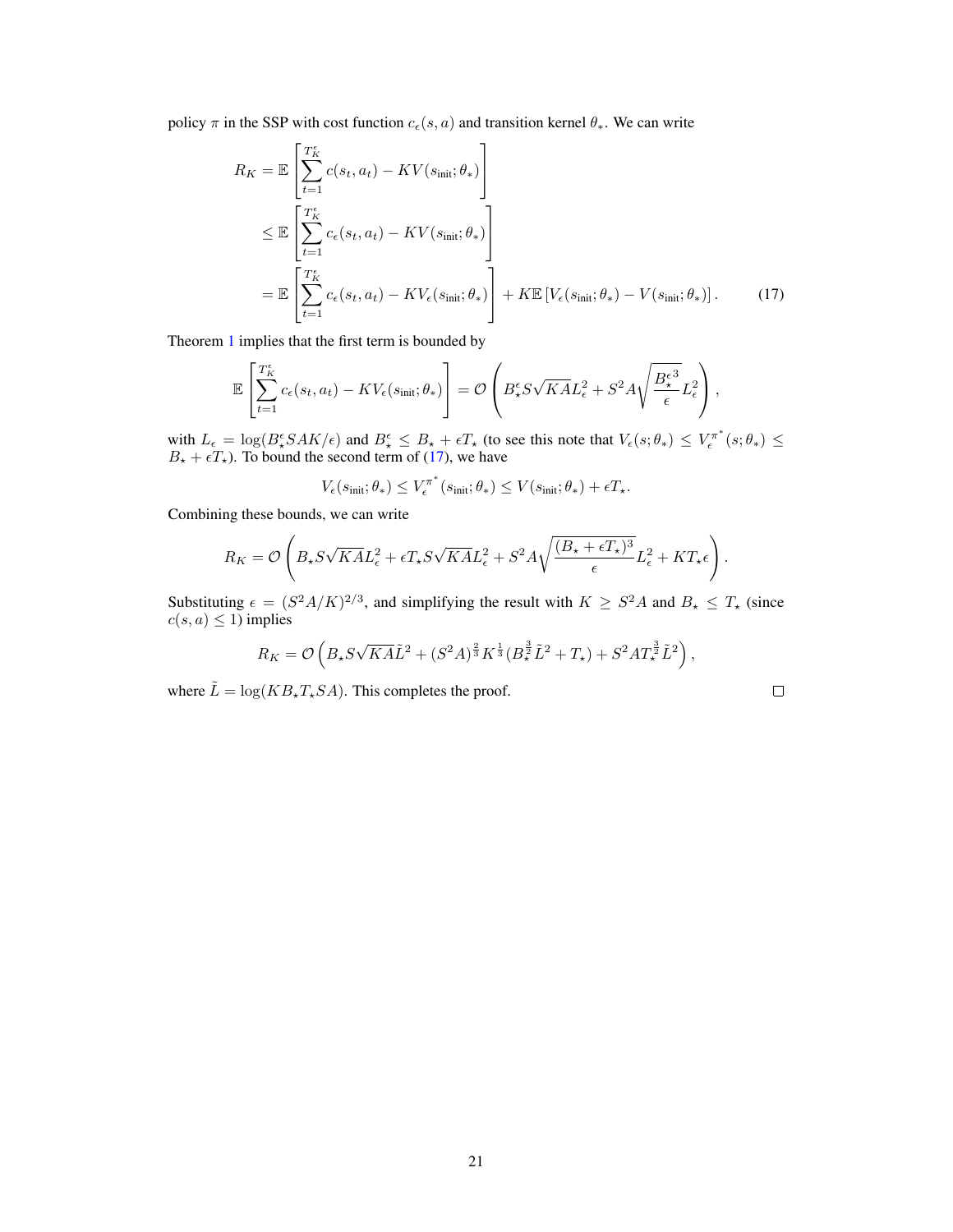policy $\pi$ in the SSP with cost function $c_\epsilon(s,a)$ and transition kernel $\theta_*$. We can write

$$
\begin{aligned}
R_K &= \mathbb{E}\left[\sum_{t=1}^{T_K^\epsilon} c(s_t,a_t) - KV(s_{\text{init}};\theta_*)\right] \\
&\leq \mathbb{E}\left[\sum_{t=1}^{T_K^\epsilon} c_\epsilon(s_t,a_t) - KV(s_{\text{init}};\theta_*)\right] \\
&= \mathbb{E}\left[\sum_{t=1}^{T_K^\epsilon} c_\epsilon(s_t,a_t) - KV_\epsilon(s_{\text{init}};\theta_*)\right] + K\mathbb{E}\left[V_\epsilon(s_{\text{init}};\theta_*) - V(s_{\text{init}};\theta_*)\right]. \qquad (17)
\end{aligned}
$$

Theorem 1 implies that the first term is bounded by

$$
\mathbb{E}\left[\sum_{t=1}^{T_K^\epsilon} c_\epsilon(s_t,a_t) - KV_\epsilon(s_{\text{init}};\theta_*)\right] = \mathcal{O}\left(B_\star^\epsilon S\sqrt{KA}L_\epsilon^2 + S^2A\sqrt{\frac{B_\star^{\epsilon\,3}}{\epsilon}}L_\epsilon^2\right),
$$

with $L_\epsilon = \log(B_\star^\epsilon SAK/\epsilon)$ and $B_\star^\epsilon \leq B_\star + \epsilon T_\star$ (to see this note that $V_\epsilon(s;\theta_*) \leq V_\epsilon^{\pi^*}(s;\theta_*) \leq B_\star + \epsilon T_\star$). To bound the second term of (17), we have

$$
V_\epsilon(s_{\text{init}};\theta_*) \leq V_\epsilon^{\pi^*}(s_{\text{init}};\theta_*) \leq V(s_{\text{init}};\theta_*) + \epsilon T_\star.
$$

Combining these bounds, we can write

$$
R_K = \mathcal{O}\left(B_\star S\sqrt{KA}L_\epsilon^2 + \epsilon T_\star S\sqrt{KA}L_\epsilon^2 + S^2A\sqrt{\frac{(B_\star + \epsilon T_\star)^3}{\epsilon}}L_\epsilon^2 + KT_\star\epsilon\right).
$$

Substituting $\epsilon = (S^2A/K)^{2/3}$, and simplifying the result with $K \geq S^2A$ and $B_\star \leq T_\star$ (since $c(s,a) \leq 1$) implies

$$
R_K = \mathcal{O}\left(B_\star S\sqrt{KA}\tilde{L}^2 + (S^2A)^{\frac{2}{3}}K^{\frac{1}{3}}(B_\star^{\frac{3}{2}}\tilde{L}^2 + T_\star) + S^2AT_\star^{\frac{3}{2}}\tilde{L}^2\right),
$$

where $\tilde{L} = \log(KB_\star T_\star SA)$. This completes the proof. $\square$